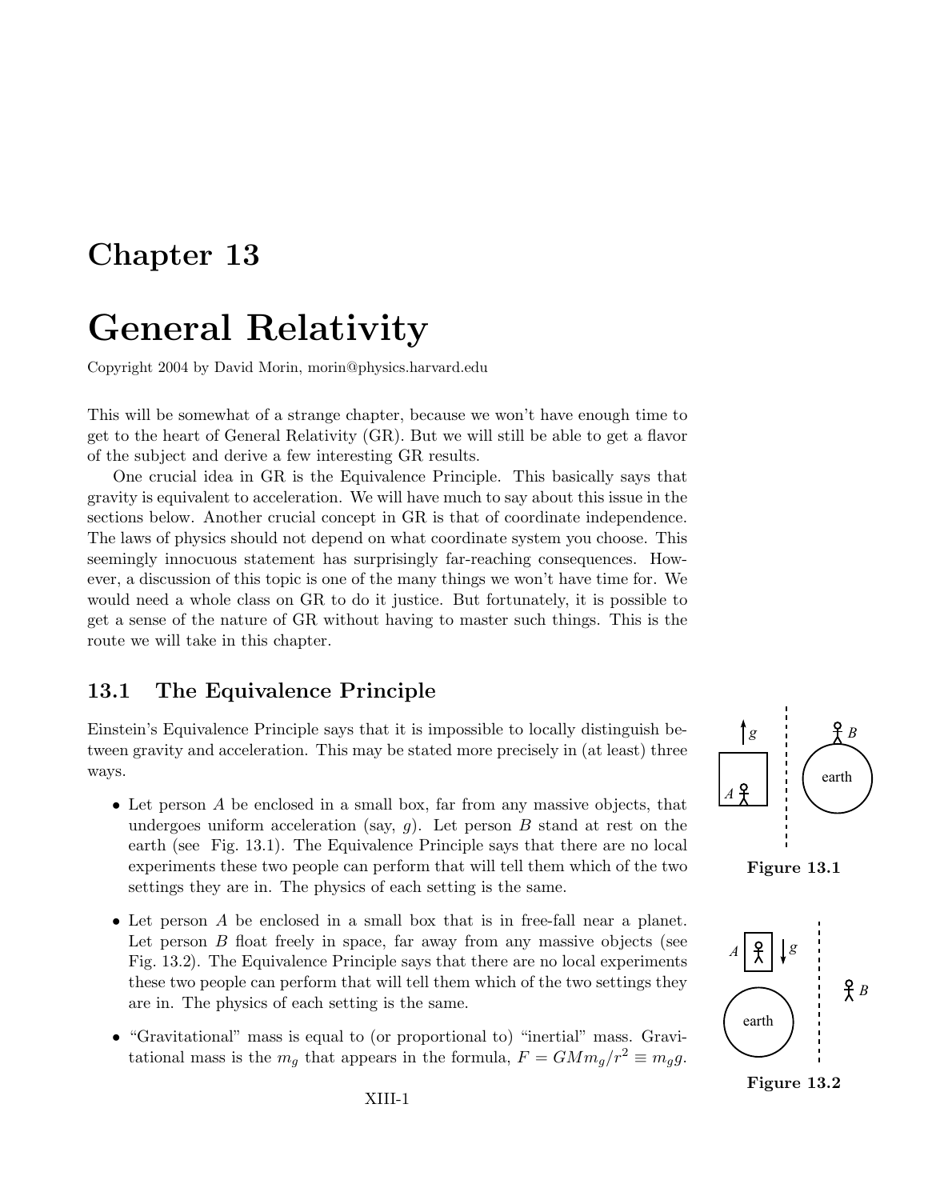# Chapter 13

# General Relativity

Copyright 2004 by David Morin, morin@physics.harvard.edu

This will be somewhat of a strange chapter, because we won't have enough time to get to the heart of General Relativity (GR). But we will still be able to get a flavor of the subject and derive a few interesting GR results.

One crucial idea in GR is the Equivalence Principle. This basically says that gravity is equivalent to acceleration. We will have much to say about this issue in the sections below. Another crucial concept in GR is that of coordinate independence. The laws of physics should not depend on what coordinate system you choose. This seemingly innocuous statement has surprisingly far-reaching consequences. However, a discussion of this topic is one of the many things we won't have time for. We would need a whole class on GR to do it justice. But fortunately, it is possible to get a sense of the nature of GR without having to master such things. This is the route we will take in this chapter.

## 13.1 The Equivalence Principle

Einstein's Equivalence Principle says that it is impossible to locally distinguish between gravity and acceleration. This may be stated more precisely in (at least) three ways.

- Let person $A$ be enclosed in a small box, far from any massive objects, that undergoes uniform acceleration (say, $g$). Let person $B$ stand at rest on the earth (see Fig. 13.1). The Equivalence Principle says that there are no local experiments these two people can perform that will tell them which of the two settings they are in. The physics of each setting is the same.

- Let person $A$ be enclosed in a small box that is in free-fall near a planet. Let person $B$ float freely in space, far away from any massive objects (see Fig. 13.2). The Equivalence Principle says that there are no local experiments these two people can perform that will tell them which of the two settings they are in. The physics of each setting is the same.

- "Gravitational" mass is equal to (or proportional to) "inertial" mass. Gravitational mass is the $m_g$ that appears in the formula, $F = GMm_g/r^2 \equiv m_g g$.

$g$

$A$

$B$

earth

**Figure 13.1**

$A$

$g$

$B$

earth

**Figure 13.2**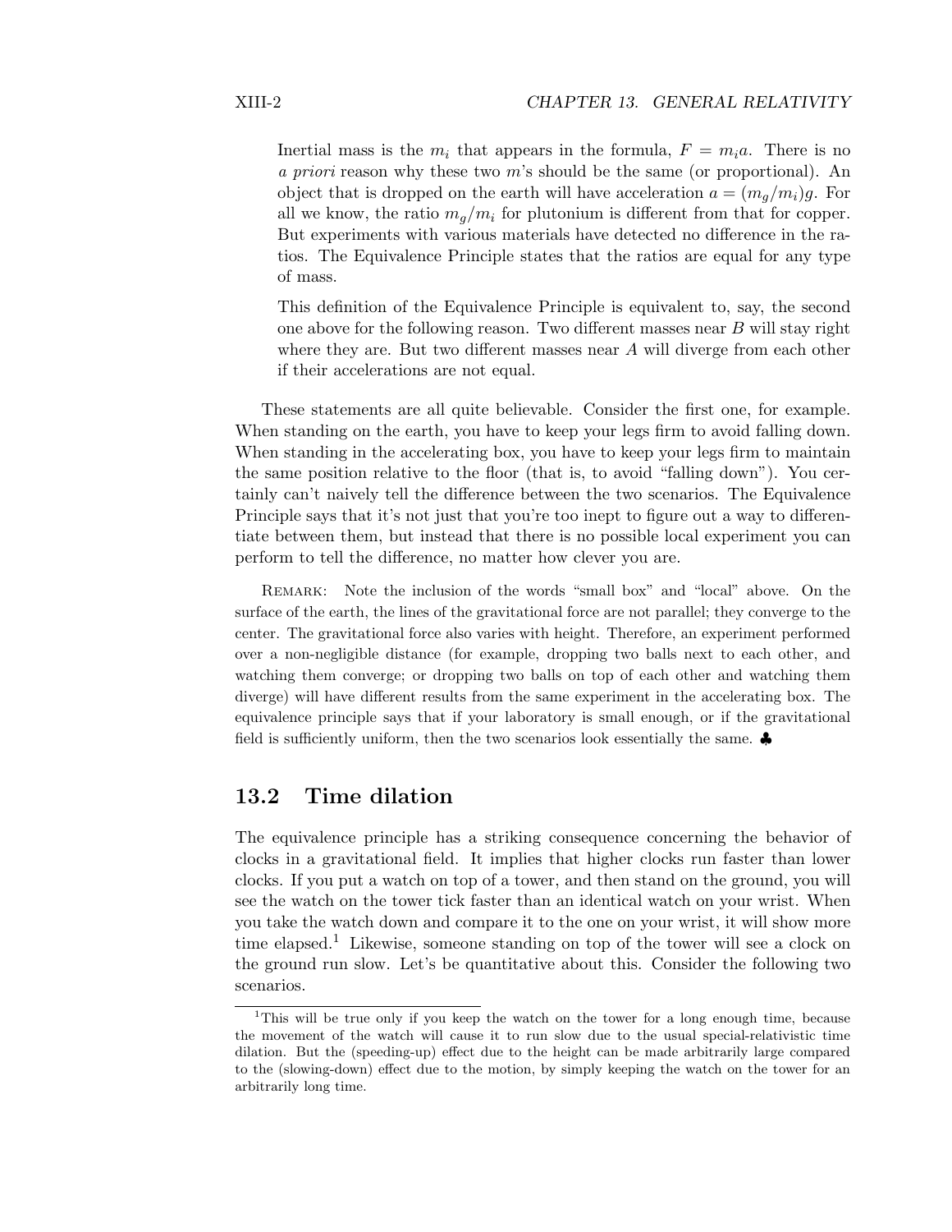Inertial mass is the $m_i$ that appears in the formula, $F = m_i a$. There is no *a priori* reason why these two $m$'s should be the same (or proportional). An object that is dropped on the earth will have acceleration $a = (m_g/m_i)g$. For all we know, the ratio $m_g/m_i$ for plutonium is different from that for copper. But experiments with various materials have detected no difference in the ratios. The Equivalence Principle states that the ratios are equal for any type of mass.

This definition of the Equivalence Principle is equivalent to, say, the second one above for the following reason. Two different masses near $B$ will stay right where they are. But two different masses near $A$ will diverge from each other if their accelerations are not equal.

These statements are all quite believable. Consider the first one, for example. When standing on the earth, you have to keep your legs firm to avoid falling down. When standing in the accelerating box, you have to keep your legs firm to maintain the same position relative to the floor (that is, to avoid "falling down"). You certainly can't naively tell the difference between the two scenarios. The Equivalence Principle says that it's not just that you're too inept to figure out a way to differentiate between them, but instead that there is no possible local experiment you can perform to tell the difference, no matter how clever you are.

REMARK: Note the inclusion of the words "small box" and "local" above. On the surface of the earth, the lines of the gravitational force are not parallel; they converge to the center. The gravitational force also varies with height. Therefore, an experiment performed over a non-negligible distance (for example, dropping two balls next to each other, and watching them converge; or dropping two balls on top of each other and watching them diverge) will have different results from the same experiment in the accelerating box. The equivalence principle says that if your laboratory is small enough, or if the gravitational field is sufficiently uniform, then the two scenarios look essentially the same. ♣

## 13.2 Time dilation

The equivalence principle has a striking consequence concerning the behavior of clocks in a gravitational field. It implies that higher clocks run faster than lower clocks. If you put a watch on top of a tower, and then stand on the ground, you will see the watch on the tower tick faster than an identical watch on your wrist. When you take the watch down and compare it to the one on your wrist, it will show more time elapsed.[1] Likewise, someone standing on top of the tower will see a clock on the ground run slow. Let's be quantitative about this. Consider the following two scenarios.

[1]This will be true only if you keep the watch on the tower for a long enough time, because the movement of the watch will cause it to run slow due to the usual special-relativistic time dilation. But the (speeding-up) effect due to the height can be made arbitrarily large compared to the (slowing-down) effect due to the motion, by simply keeping the watch on the tower for an arbitrarily long time.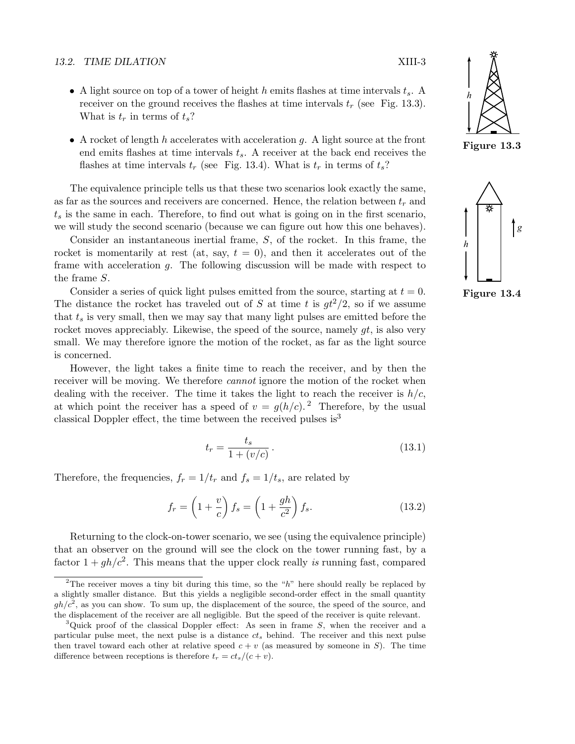- A light source on top of a tower of height $h$ emits flashes at time intervals $t_s$. A receiver on the ground receives the flashes at time intervals $t_r$ (see Fig. 13.3). What is $t_r$ in terms of $t_s$?

- A rocket of length $h$ accelerates with acceleration $g$. A light source at the front end emits flashes at time intervals $t_s$. A receiver at the back end receives the flashes at time intervals $t_r$ (see Fig. 13.4). What is $t_r$ in terms of $t_s$?

**Figure 13.3**

**Figure 13.4**

The equivalence principle tells us that these two scenarios look exactly the same, as far as the sources and receivers are concerned. Hence, the relation between $t_r$ and $t_s$ is the same in each. Therefore, to find out what is going on in the first scenario, we will study the second scenario (because we can figure out how this one behaves).

Consider an instantaneous inertial frame, $S$, of the rocket. In this frame, the rocket is momentarily at rest (at, say, $t = 0$), and then it accelerates out of the frame with acceleration $g$. The following discussion will be made with respect to the frame $S$.

Consider a series of quick light pulses emitted from the source, starting at $t = 0$. The distance the rocket has traveled out of $S$ at time $t$ is $gt^2/2$, so if we assume that $t_s$ is very small, then we may say that many light pulses are emitted before the rocket moves appreciably. Likewise, the speed of the source, namely $gt$, is also very small. We may therefore ignore the motion of the rocket, as far as the light source is concerned.

However, the light takes a finite time to reach the receiver, and by then the receiver will be moving. We therefore *cannot* ignore the motion of the rocket when dealing with the receiver. The time it takes the light to reach the receiver is $h/c$, at which point the receiver has a speed of $v = g(h/c)$.[2] Therefore, by the usual classical Doppler effect, the time between the received pulses is[3]

$$t_r = \frac{t_s}{1 + (v/c)}. \tag{13.1}$$

Therefore, the frequencies, $f_r = 1/t_r$ and $f_s = 1/t_s$, are related by

$$f_r = \left(1 + \frac{v}{c}\right) f_s = \left(1 + \frac{gh}{c^2}\right) f_s. \tag{13.2}$$

Returning to the clock-on-tower scenario, we see (using the equivalence principle) that an observer on the ground will see the clock on the tower running fast, by a factor $1 + gh/c^2$. This means that the upper clock really *is* running fast, compared

[2] The receiver moves a tiny bit during this time, so the "$h$" here should really be replaced by a slightly smaller distance. But this yields a negligible second-order effect in the small quantity $gh/c^2$, as you can show. To sum up, the displacement of the source, the speed of the source, and the displacement of the receiver are all negligible. But the speed of the receiver is quite relevant.

[3] Quick proof of the classical Doppler effect: As seen in frame $S$, when the receiver and a particular pulse meet, the next pulse is a distance $ct_s$ behind. The receiver and this next pulse then travel toward each other at relative speed $c + v$ (as measured by someone in $S$). The time difference between receptions is therefore $t_r = ct_s/(c + v)$.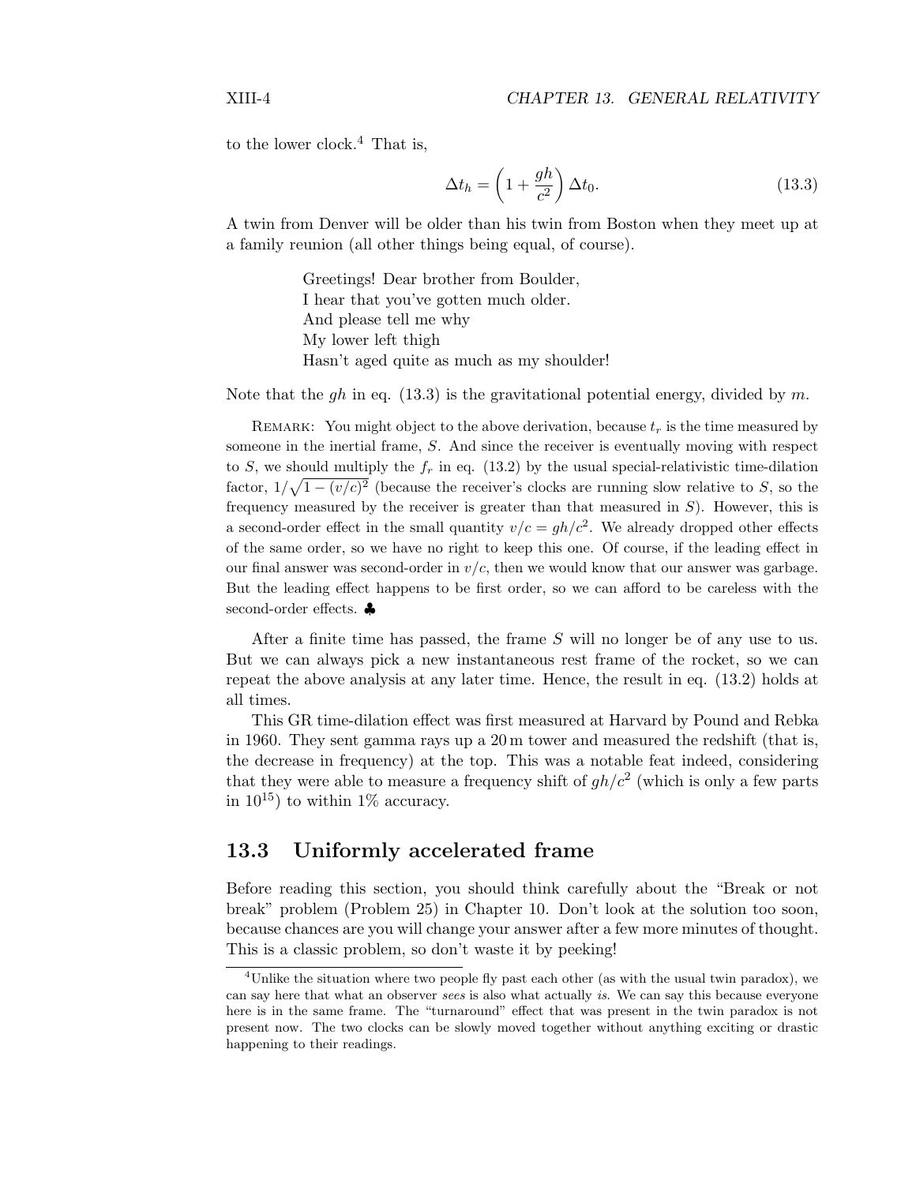to the lower clock.[4] That is,

$$\Delta t_h = \left(1 + \frac{gh}{c^2}\right)\Delta t_0. \tag{13.3}$$

A twin from Denver will be older than his twin from Boston when they meet up at a family reunion (all other things being equal, of course).

> Greetings! Dear brother from Boulder,
> I hear that you've gotten much older.
> And please tell me why
> My lower left thigh
> Hasn't aged quite as much as my shoulder!

Note that the $gh$ in eq. (13.3) is the gravitational potential energy, divided by $m$.

REMARK: You might object to the above derivation, because $t_r$ is the time measured by someone in the inertial frame, $S$. And since the receiver is eventually moving with respect to $S$, we should multiply the $f_r$ in eq. (13.2) by the usual special-relativistic time-dilation factor, $1/\sqrt{1-(v/c)^2}$ (because the receiver's clocks are running slow relative to $S$, so the frequency measured by the receiver is greater than that measured in $S$). However, this is a second-order effect in the small quantity $v/c = gh/c^2$. We already dropped other effects of the same order, so we have no right to keep this one. Of course, if the leading effect in our final answer was second-order in $v/c$, then we would know that our answer was garbage. But the leading effect happens to be first order, so we can afford to be careless with the second-order effects. ♣

After a finite time has passed, the frame $S$ will no longer be of any use to us. But we can always pick a new instantaneous rest frame of the rocket, so we can repeat the above analysis at any later time. Hence, the result in eq. (13.2) holds at all times.

This GR time-dilation effect was first measured at Harvard by Pound and Rebka in 1960. They sent gamma rays up a 20 m tower and measured the redshift (that is, the decrease in frequency) at the top. This was a notable feat indeed, considering that they were able to measure a frequency shift of $gh/c^2$ (which is only a few parts in $10^{15}$) to within 1% accuracy.

## 13.3 Uniformly accelerated frame

Before reading this section, you should think carefully about the "Break or not break" problem (Problem 25) in Chapter 10. Don't look at the solution too soon, because chances are you will change your answer after a few more minutes of thought. This is a classic problem, so don't waste it by peeking!

[4] Unlike the situation where two people fly past each other (as with the usual twin paradox), we can say here that what an observer *sees* is also what actually *is*. We can say this because everyone here is in the same frame. The "turnaround" effect that was present in the twin paradox is not present now. The two clocks can be slowly moved together without anything exciting or drastic happening to their readings.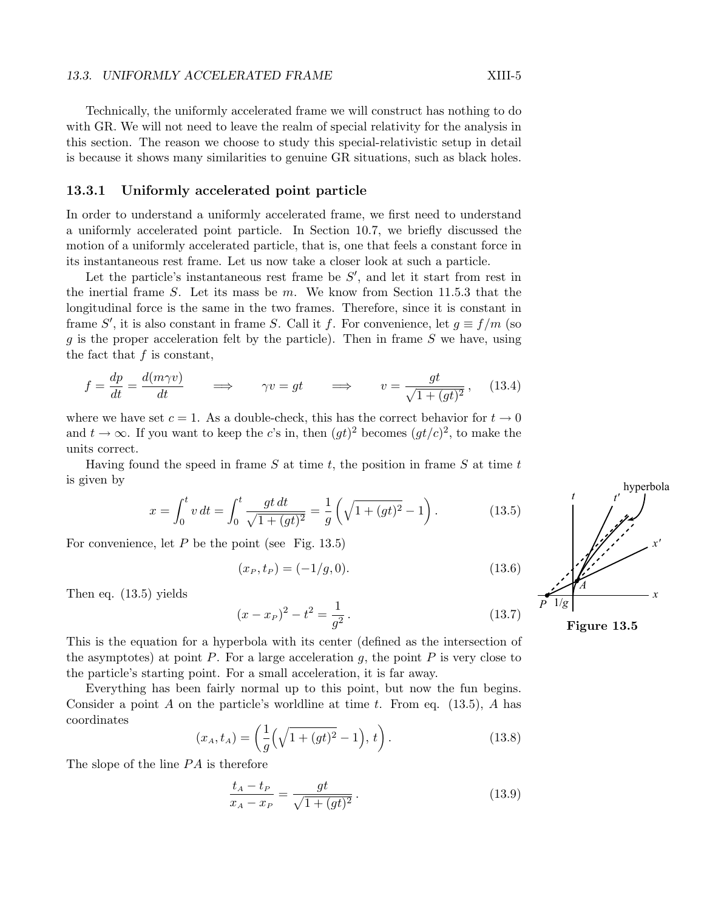Technically, the uniformly accelerated frame we will construct has nothing to do with GR. We will not need to leave the realm of special relativity for the analysis in this section. The reason we choose to study this special-relativistic setup in detail is because it shows many similarities to genuine GR situations, such as black holes.

### 13.3.1 Uniformly accelerated point particle

In order to understand a uniformly accelerated frame, we first need to understand a uniformly accelerated point particle. In Section 10.7, we briefly discussed the motion of a uniformly accelerated particle, that is, one that feels a constant force in its instantaneous rest frame. Let us now take a closer look at such a particle.

Let the particle's instantaneous rest frame be $S'$, and let it start from rest in the inertial frame $S$. Let its mass be $m$. We know from Section 11.5.3 that the longitudinal force is the same in the two frames. Therefore, since it is constant in frame $S'$, it is also constant in frame $S$. Call it $f$. For convenience, let $g \equiv f/m$ (so $g$ is the proper acceleration felt by the particle). Then in frame $S$ we have, using the fact that $f$ is constant,

$$f = \frac{dp}{dt} = \frac{d(m\gamma v)}{dt} \qquad \Longrightarrow \qquad \gamma v = gt \qquad \Longrightarrow \qquad v = \frac{gt}{\sqrt{1+(gt)^2}}\,, \tag{13.4}$$

where we have set $c = 1$. As a double-check, this has the correct behavior for $t \to 0$ and $t \to \infty$. If you want to keep the $c$'s in, then $(gt)^2$ becomes $(gt/c)^2$, to make the units correct.

Having found the speed in frame $S$ at time $t$, the position in frame $S$ at time $t$ is given by

$$x = \int_0^t v\,dt = \int_0^t \frac{gt\,dt}{\sqrt{1+(gt)^2}} = \frac{1}{g}\left(\sqrt{1+(gt)^2} - 1\right). \tag{13.5}$$

For convenience, let $P$ be the point (see Fig. 13.5)

$$(x_P, t_P) = (-1/g, 0). \tag{13.6}$$

Then eq. (13.5) yields

$$(x - x_P)^2 - t^2 = \frac{1}{g^2}\,. \tag{13.7}$$

Figure 13.5

This is the equation for a hyperbola with its center (defined as the intersection of the asymptotes) at point $P$. For a large acceleration $g$, the point $P$ is very close to the particle's starting point. For a small acceleration, it is far away.

Everything has been fairly normal up to this point, but now the fun begins. Consider a point $A$ on the particle's worldline at time $t$. From eq. (13.5), $A$ has coordinates

$$(x_A, t_A) = \left(\frac{1}{g}\left(\sqrt{1+(gt)^2} - 1\right),\, t\right). \tag{13.8}$$

The slope of the line $PA$ is therefore

$$\frac{t_A - t_P}{x_A - x_P} = \frac{gt}{\sqrt{1+(gt)^2}}\,. \tag{13.9}$$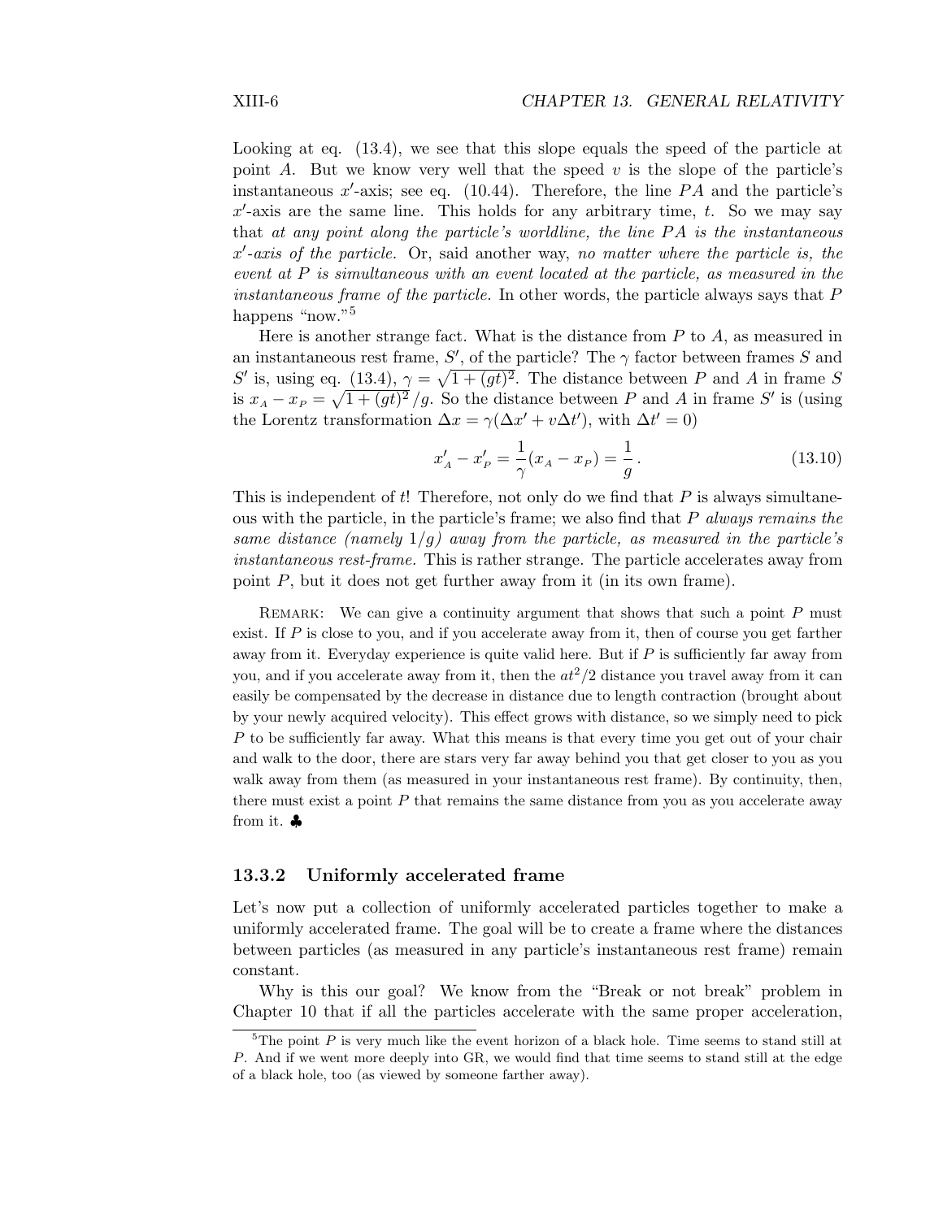Looking at eq. (13.4), we see that this slope equals the speed of the particle at point $A$. But we know very well that the speed $v$ is the slope of the particle's instantaneous $x'$-axis; see eq. (10.44). Therefore, the line $PA$ and the particle's $x'$-axis are the same line. This holds for any arbitrary time, $t$. So we may say that *at any point along the particle's worldline, the line $PA$ is the instantaneous $x'$-axis of the particle.* Or, said another way, *no matter where the particle is, the event at $P$ is simultaneous with an event located at the particle, as measured in the instantaneous frame of the particle.* In other words, the particle always says that $P$ happens "now."[5]

Here is another strange fact. What is the distance from $P$ to $A$, as measured in an instantaneous rest frame, $S'$, of the particle? The $\gamma$ factor between frames $S$ and $S'$ is, using eq. (13.4), $\gamma = \sqrt{1+(gt)^2}$. The distance between $P$ and $A$ in frame $S$ is $x_A - x_P = \sqrt{1+(gt)^2}\,/g$. So the distance between $P$ and $A$ in frame $S'$ is (using the Lorentz transformation $\Delta x = \gamma(\Delta x' + v\Delta t')$, with $\Delta t' = 0$)

$$x'_A - x'_P = \frac{1}{\gamma}(x_A - x_P) = \frac{1}{g}\,. \tag{13.10}$$

This is independent of $t$! Therefore, not only do we find that $P$ is always simultaneous with the particle, in the particle's frame; we also find that *$P$ always remains the same distance (namely $1/g$) away from the particle, as measured in the particle's instantaneous rest-frame.* This is rather strange. The particle accelerates away from point $P$, but it does not get further away from it (in its own frame).

REMARK: We can give a continuity argument that shows that such a point $P$ must exist. If $P$ is close to you, and if you accelerate away from it, then of course you get farther away from it. Everyday experience is quite valid here. But if $P$ is sufficiently far away from you, and if you accelerate away from it, then the $at^2/2$ distance you travel away from it can easily be compensated by the decrease in distance due to length contraction (brought about by your newly acquired velocity). This effect grows with distance, so we simply need to pick $P$ to be sufficiently far away. What this means is that every time you get out of your chair and walk to the door, there are stars very far away behind you that get closer to you as you walk away from them (as measured in your instantaneous rest frame). By continuity, then, there must exist a point $P$ that remains the same distance from you as you accelerate away from it. ♣

### 13.3.2 Uniformly accelerated frame

Let's now put a collection of uniformly accelerated particles together to make a uniformly accelerated frame. The goal will be to create a frame where the distances between particles (as measured in any particle's instantaneous rest frame) remain constant.

Why is this our goal? We know from the "Break or not break" problem in Chapter 10 that if all the particles accelerate with the same proper acceleration,

[5] The point $P$ is very much like the event horizon of a black hole. Time seems to stand still at $P$. And if we went more deeply into GR, we would find that time seems to stand still at the edge of a black hole, too (as viewed by someone farther away).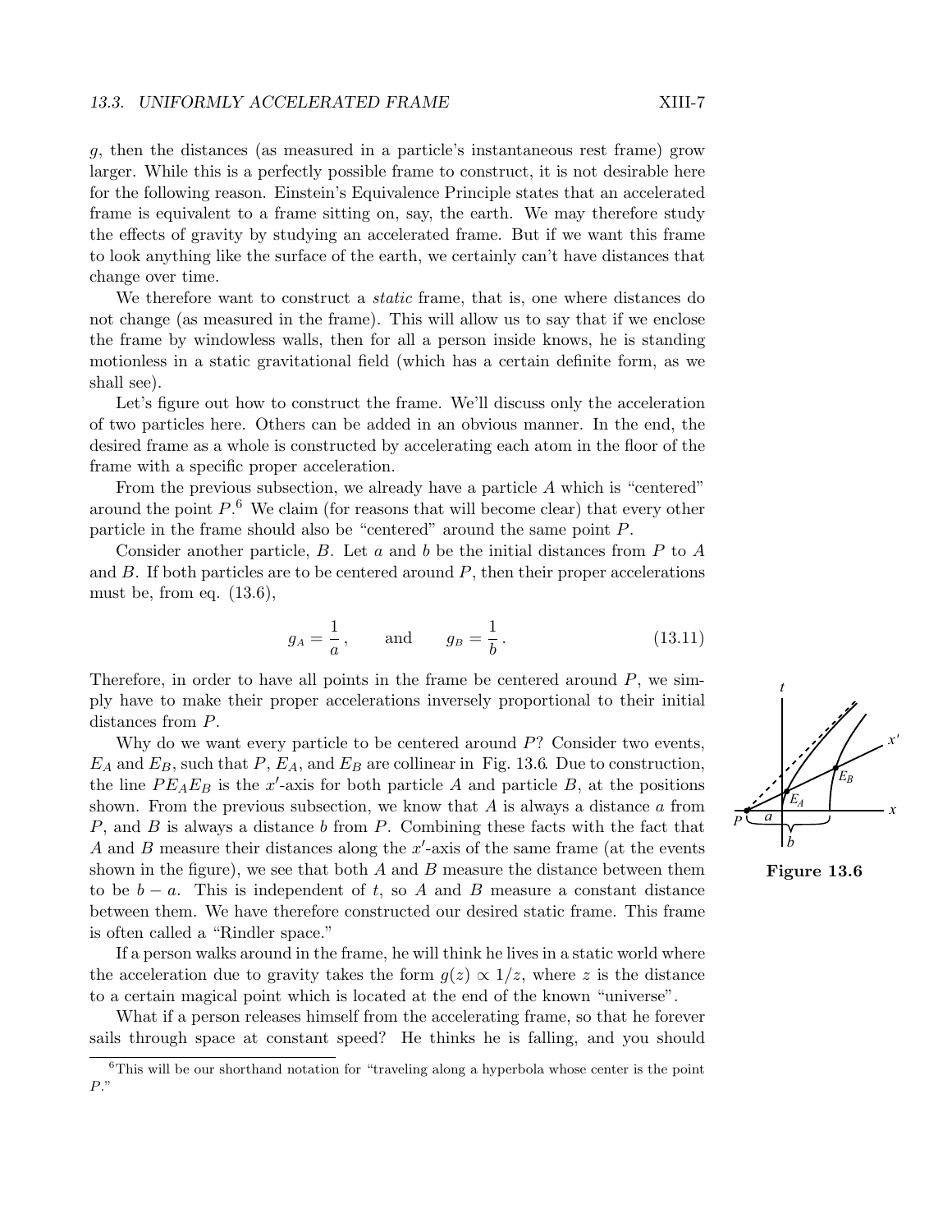$g$, then the distances (as measured in a particle's instantaneous rest frame) grow larger. While this is a perfectly possible frame to construct, it is not desirable here for the following reason. Einstein's Equivalence Principle states that an accelerated frame is equivalent to a frame sitting on, say, the earth. We may therefore study the effects of gravity by studying an accelerated frame. But if we want this frame to look anything like the surface of the earth, we certainly can't have distances that change over time.

We therefore want to construct a *static* frame, that is, one where distances do not change (as measured in the frame). This will allow us to say that if we enclose the frame by windowless walls, then for all a person inside knows, he is standing motionless in a static gravitational field (which has a certain definite form, as we shall see).

Let's figure out how to construct the frame. We'll discuss only the acceleration of two particles here. Others can be added in an obvious manner. In the end, the desired frame as a whole is constructed by accelerating each atom in the floor of the frame with a specific proper acceleration.

From the previous subsection, we already have a particle $A$ which is "centered" around the point $P$.[6] We claim (for reasons that will become clear) that every other particle in the frame should also be "centered" around the same point $P$.

Consider another particle, $B$. Let $a$ and $b$ be the initial distances from $P$ to $A$ and $B$. If both particles are to be centered around $P$, then their proper accelerations must be, from eq. (13.6),

$$g_A = \frac{1}{a}, \qquad \text{and} \qquad g_B = \frac{1}{b}. \tag{13.11}$$

Therefore, in order to have all points in the frame be centered around $P$, we simply have to make their proper accelerations inversely proportional to their initial distances from $P$.

t
x'
x
$E_B$
$E_A$
P
a
b

**Figure 13.6**

Why do we want every particle to be centered around $P$? Consider two events, $E_A$ and $E_B$, such that $P$, $E_A$, and $E_B$ are collinear in Fig. 13.6. Due to construction, the line $PE_AE_B$ is the $x'$-axis for both particle $A$ and particle $B$, at the positions shown. From the previous subsection, we know that $A$ is always a distance $a$ from $P$, and $B$ is always a distance $b$ from $P$. Combining these facts with the fact that $A$ and $B$ measure their distances along the $x'$-axis of the same frame (at the events shown in the figure), we see that both $A$ and $B$ measure the distance between them to be $b - a$. This is independent of $t$, so $A$ and $B$ measure a constant distance between them. We have therefore constructed our desired static frame. This frame is often called a "Rindler space."

If a person walks around in the frame, he will think he lives in a static world where the acceleration due to gravity takes the form $g(z) \propto 1/z$, where $z$ is the distance to a certain magical point which is located at the end of the known "universe".

What if a person releases himself from the accelerating frame, so that he forever sails through space at constant speed? He thinks he is falling, and you should

[6] This will be our shorthand notation for "traveling along a hyperbola whose center is the point $P$."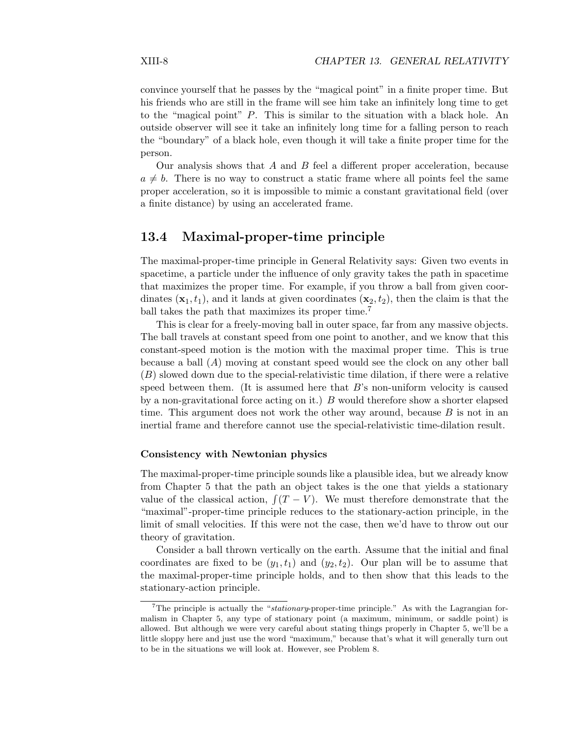convince yourself that he passes by the "magical point" in a finite proper time. But his friends who are still in the frame will see him take an infinitely long time to get to the "magical point" $P$. This is similar to the situation with a black hole. An outside observer will see it take an infinitely long time for a falling person to reach the "boundary" of a black hole, even though it will take a finite proper time for the person.

Our analysis shows that $A$ and $B$ feel a different proper acceleration, because $a \neq b$. There is no way to construct a static frame where all points feel the same proper acceleration, so it is impossible to mimic a constant gravitational field (over a finite distance) by using an accelerated frame.

## 13.4 Maximal-proper-time principle

The maximal-proper-time principle in General Relativity says: Given two events in spacetime, a particle under the influence of only gravity takes the path in spacetime that maximizes the proper time. For example, if you throw a ball from given coordinates $(\mathbf{x}_1, t_1)$, and it lands at given coordinates $(\mathbf{x}_2, t_2)$, then the claim is that the ball takes the path that maximizes its proper time.[7]

This is clear for a freely-moving ball in outer space, far from any massive objects. The ball travels at constant speed from one point to another, and we know that this constant-speed motion is the motion with the maximal proper time. This is true because a ball ($A$) moving at constant speed would see the clock on any other ball ($B$) slowed down due to the special-relativistic time dilation, if there were a relative speed between them. (It is assumed here that $B$'s non-uniform velocity is caused by a non-gravitational force acting on it.) $B$ would therefore show a shorter elapsed time. This argument does not work the other way around, because $B$ is not in an inertial frame and therefore cannot use the special-relativistic time-dilation result.

### Consistency with Newtonian physics

The maximal-proper-time principle sounds like a plausible idea, but we already know from Chapter 5 that the path an object takes is the one that yields a stationary value of the classical action, $\int(T - V)$. We must therefore demonstrate that the "maximal"-proper-time principle reduces to the stationary-action principle, in the limit of small velocities. If this were not the case, then we'd have to throw out our theory of gravitation.

Consider a ball thrown vertically on the earth. Assume that the initial and final coordinates are fixed to be $(y_1, t_1)$ and $(y_2, t_2)$. Our plan will be to assume that the maximal-proper-time principle holds, and to then show that this leads to the stationary-action principle.

[7]The principle is actually the "*stationary*-proper-time principle." As with the Lagrangian formalism in Chapter 5, any type of stationary point (a maximum, minimum, or saddle point) is allowed. But although we were very careful about stating things properly in Chapter 5, we'll be a little sloppy here and just use the word "maximum," because that's what it will generally turn out to be in the situations we will look at. However, see Problem 8.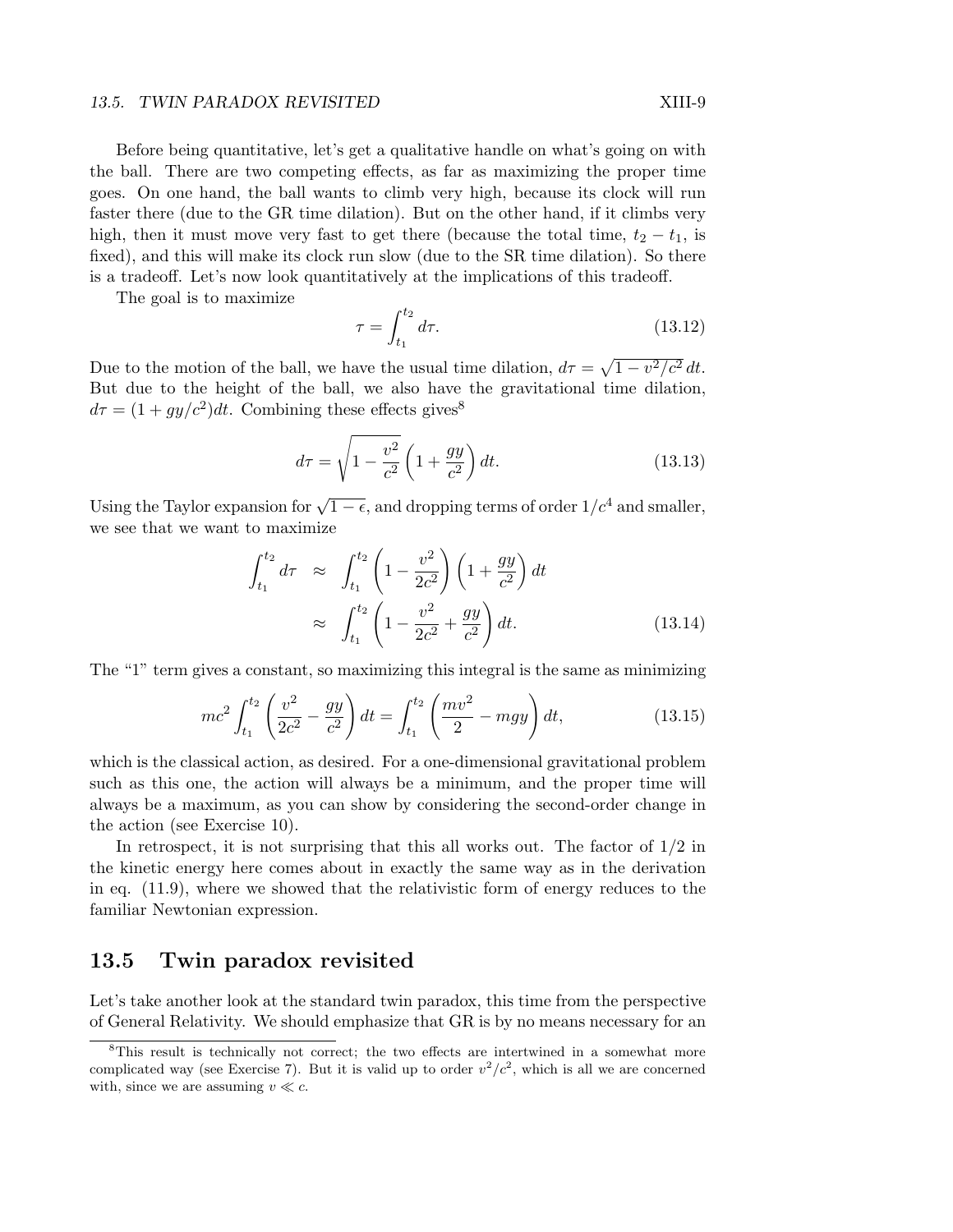Before being quantitative, let's get a qualitative handle on what's going on with the ball. There are two competing effects, as far as maximizing the proper time goes. On one hand, the ball wants to climb very high, because its clock will run faster there (due to the GR time dilation). But on the other hand, if it climbs very high, then it must move very fast to get there (because the total time, $t_2 - t_1$, is fixed), and this will make its clock run slow (due to the SR time dilation). So there is a tradeoff. Let's now look quantitatively at the implications of this tradeoff.

The goal is to maximize

$$\tau = \int_{t_1}^{t_2} d\tau. \tag{13.12}$$

Due to the motion of the ball, we have the usual time dilation, $d\tau = \sqrt{1 - v^2/c^2}\, dt$. But due to the height of the ball, we also have the gravitational time dilation, $d\tau = (1 + gy/c^2)dt$. Combining these effects gives[8]

$$d\tau = \sqrt{1 - \frac{v^2}{c^2}}\left(1 + \frac{gy}{c^2}\right) dt. \tag{13.13}$$

Using the Taylor expansion for $\sqrt{1-\epsilon}$, and dropping terms of order $1/c^4$ and smaller, we see that we want to maximize

$$\begin{aligned}
\int_{t_1}^{t_2} d\tau &\approx \int_{t_1}^{t_2} \left(1 - \frac{v^2}{2c^2}\right)\left(1 + \frac{gy}{c^2}\right) dt \\
&\approx \int_{t_1}^{t_2} \left(1 - \frac{v^2}{2c^2} + \frac{gy}{c^2}\right) dt.
\end{aligned} \tag{13.14}$$

The "1" term gives a constant, so maximizing this integral is the same as minimizing

$$mc^2 \int_{t_1}^{t_2} \left(\frac{v^2}{2c^2} - \frac{gy}{c^2}\right) dt = \int_{t_1}^{t_2} \left(\frac{mv^2}{2} - mgy\right) dt, \tag{13.15}$$

which is the classical action, as desired. For a one-dimensional gravitational problem such as this one, the action will always be a minimum, and the proper time will always be a maximum, as you can show by considering the second-order change in the action (see Exercise 10).

In retrospect, it is not surprising that this all works out. The factor of 1/2 in the kinetic energy here comes about in exactly the same way as in the derivation in eq. (11.9), where we showed that the relativistic form of energy reduces to the familiar Newtonian expression.

## 13.5 Twin paradox revisited

Let's take another look at the standard twin paradox, this time from the perspective of General Relativity. We should emphasize that GR is by no means necessary for an

---

[8] This result is technically not correct; the two effects are intertwined in a somewhat more complicated way (see Exercise 7). But it is valid up to order $v^2/c^2$, which is all we are concerned with, since we are assuming $v \ll c$.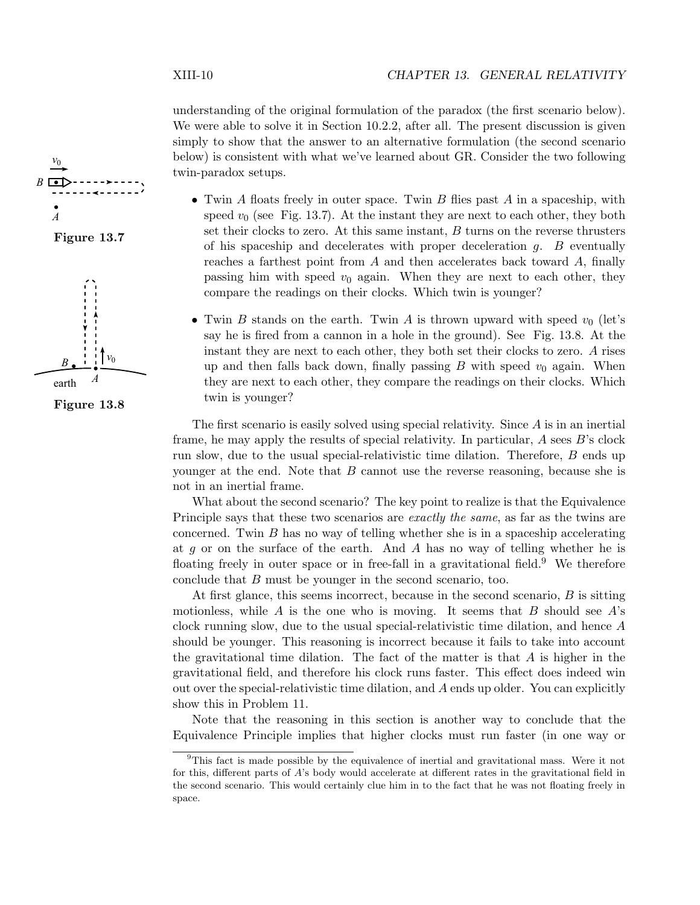understanding of the original formulation of the paradox (the first scenario below). We were able to solve it in Section 10.2.2, after all. The present discussion is given simply to show that the answer to an alternative formulation (the second scenario below) is consistent with what we've learned about GR. Consider the two following twin-paradox setups.

$v_0$

B

A

**Figure 13.7**

$v_0$

B

earth

A

**Figure 13.8**

- Twin $A$ floats freely in outer space. Twin $B$ flies past $A$ in a spaceship, with speed $v_0$ (see Fig. 13.7). At the instant they are next to each other, they both set their clocks to zero. At this same instant, $B$ turns on the reverse thrusters of his spaceship and decelerates with proper deceleration $g$. $B$ eventually reaches a farthest point from $A$ and then accelerates back toward $A$, finally passing him with speed $v_0$ again. When they are next to each other, they compare the readings on their clocks. Which twin is younger?

- Twin $B$ stands on the earth. Twin $A$ is thrown upward with speed $v_0$ (let's say he is fired from a cannon in a hole in the ground). See Fig. 13.8. At the instant they are next to each other, they both set their clocks to zero. $A$ rises up and then falls back down, finally passing $B$ with speed $v_0$ again. When they are next to each other, they compare the readings on their clocks. Which twin is younger?

The first scenario is easily solved using special relativity. Since $A$ is in an inertial frame, he may apply the results of special relativity. In particular, $A$ sees $B$'s clock run slow, due to the usual special-relativistic time dilation. Therefore, $B$ ends up younger at the end. Note that $B$ cannot use the reverse reasoning, because she is not in an inertial frame.

What about the second scenario? The key point to realize is that the Equivalence Principle says that these two scenarios are *exactly the same*, as far as the twins are concerned. Twin $B$ has no way of telling whether she is in a spaceship accelerating at $g$ or on the surface of the earth. And $A$ has no way of telling whether he is floating freely in outer space or in free-fall in a gravitational field.[9] We therefore conclude that $B$ must be younger in the second scenario, too.

At first glance, this seems incorrect, because in the second scenario, $B$ is sitting motionless, while $A$ is the one who is moving. It seems that $B$ should see $A$'s clock running slow, due to the usual special-relativistic time dilation, and hence $A$ should be younger. This reasoning is incorrect because it fails to take into account the gravitational time dilation. The fact of the matter is that $A$ is higher in the gravitational field, and therefore his clock runs faster. This effect does indeed win out over the special-relativistic time dilation, and $A$ ends up older. You can explicitly show this in Problem 11.

Note that the reasoning in this section is another way to conclude that the Equivalence Principle implies that higher clocks must run faster (in one way or

[9] This fact is made possible by the equivalence of inertial and gravitational mass. Were it not for this, different parts of $A$'s body would accelerate at different rates in the gravitational field in the second scenario. This would certainly clue him in to the fact that he was not floating freely in space.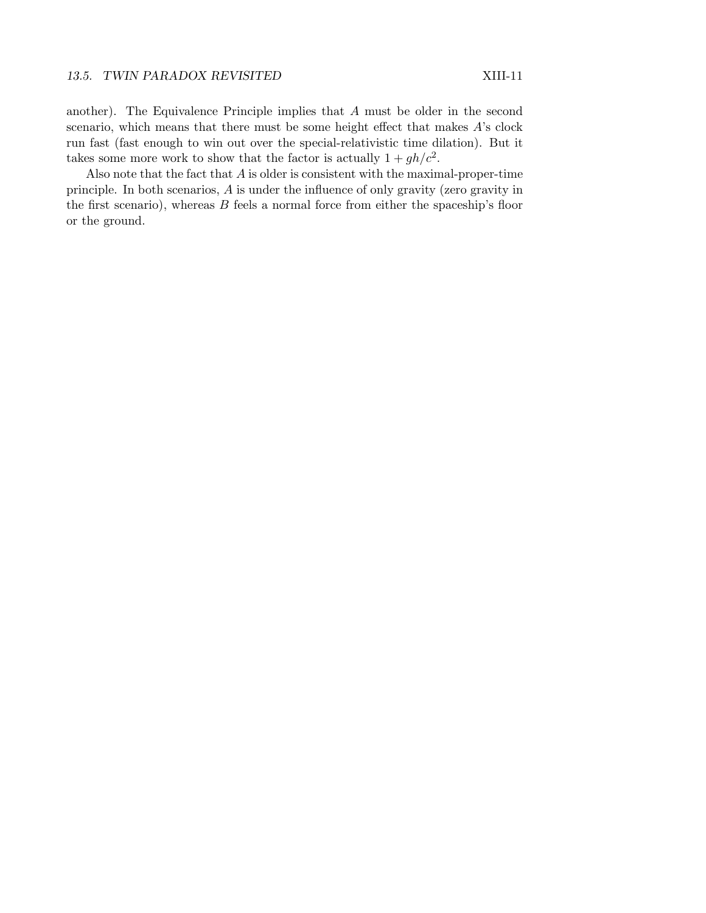another). The Equivalence Principle implies that $A$ must be older in the second scenario, which means that there must be some height effect that makes $A$'s clock run fast (fast enough to win out over the special-relativistic time dilation). But it takes some more work to show that the factor is actually $1 + gh/c^2$.

Also note that the fact that $A$ is older is consistent with the maximal-proper-time principle. In both scenarios, $A$ is under the influence of only gravity (zero gravity in the first scenario), whereas $B$ feels a normal force from either the spaceship's floor or the ground.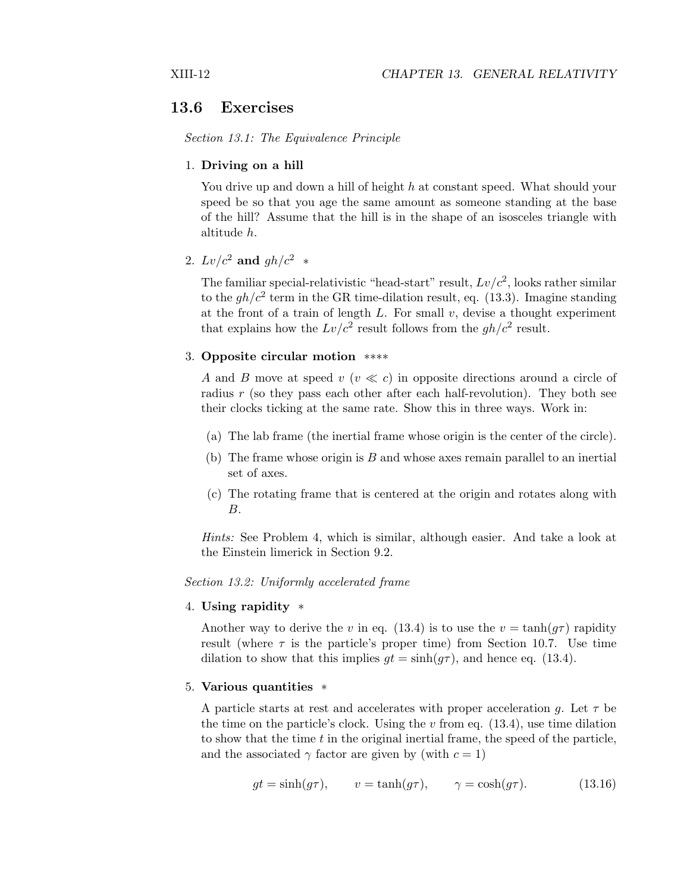## 13.6 Exercises

*Section 13.1: The Equivalence Principle*

1. **Driving on a hill**

   You drive up and down a hill of height $h$ at constant speed. What should your speed be so that you age the same amount as someone standing at the base of the hill? Assume that the hill is in the shape of an isosceles triangle with altitude $h$.

2. **$Lv/c^2$ and $gh/c^2$** *

   The familiar special-relativistic "head-start" result, $Lv/c^2$, looks rather similar to the $gh/c^2$ term in the GR time-dilation result, eq. (13.3). Imagine standing at the front of a train of length $L$. For small $v$, devise a thought experiment that explains how the $Lv/c^2$ result follows from the $gh/c^2$ result.

3. **Opposite circular motion** ****

   $A$ and $B$ move at speed $v$ ($v \ll c$) in opposite directions around a circle of radius $r$ (so they pass each other after each half-revolution). They both see their clocks ticking at the same rate. Show this in three ways. Work in:

   (a) The lab frame (the inertial frame whose origin is the center of the circle).

   (b) The frame whose origin is $B$ and whose axes remain parallel to an inertial set of axes.

   (c) The rotating frame that is centered at the origin and rotates along with $B$.

   *Hints:* See Problem 4, which is similar, although easier. And take a look at the Einstein limerick in Section 9.2.

*Section 13.2: Uniformly accelerated frame*

4. **Using rapidity** *

   Another way to derive the $v$ in eq. (13.4) is to use the $v = \tanh(g\tau)$ rapidity result (where $\tau$ is the particle's proper time) from Section 10.7. Use time dilation to show that this implies $gt = \sinh(g\tau)$, and hence eq. (13.4).

5. **Various quantities** *

   A particle starts at rest and accelerates with proper acceleration $g$. Let $\tau$ be the time on the particle's clock. Using the $v$ from eq. (13.4), use time dilation to show that the time $t$ in the original inertial frame, the speed of the particle, and the associated $\gamma$ factor are given by (with $c = 1$)

$$gt = \sinh(g\tau), \qquad v = \tanh(g\tau), \qquad \gamma = \cosh(g\tau). \tag{13.16}$$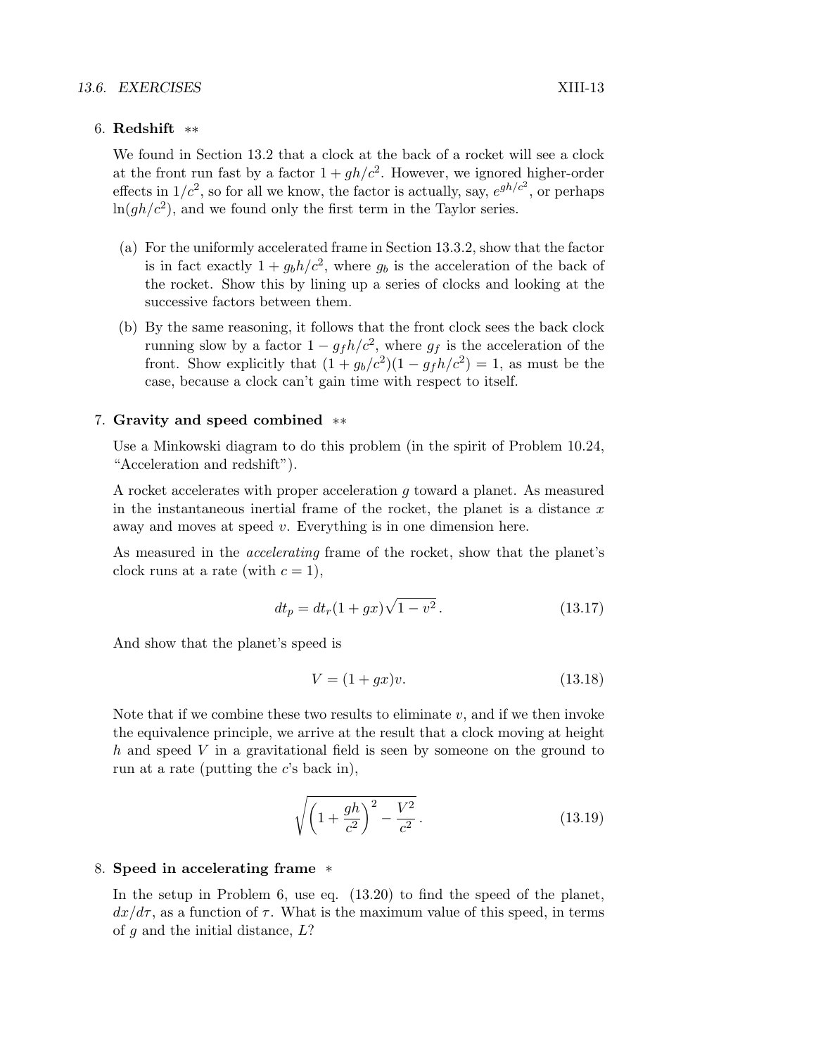6. **Redshift** ∗∗

   We found in Section 13.2 that a clock at the back of a rocket will see a clock at the front run fast by a factor $1 + gh/c^2$. However, we ignored higher-order effects in $1/c^2$, so for all we know, the factor is actually, say, $e^{gh/c^2}$, or perhaps $\ln(gh/c^2)$, and we found only the first term in the Taylor series.

   (a) For the uniformly accelerated frame in Section 13.3.2, show that the factor is in fact exactly $1 + g_b h/c^2$, where $g_b$ is the acceleration of the back of the rocket. Show this by lining up a series of clocks and looking at the successive factors between them.

   (b) By the same reasoning, it follows that the front clock sees the back clock running slow by a factor $1 - g_f h/c^2$, where $g_f$ is the acceleration of the front. Show explicitly that $(1 + g_b/c^2)(1 - g_f h/c^2) = 1$, as must be the case, because a clock can't gain time with respect to itself.

7. **Gravity and speed combined** ∗∗

   Use a Minkowski diagram to do this problem (in the spirit of Problem 10.24, "Acceleration and redshift").

   A rocket accelerates with proper acceleration $g$ toward a planet. As measured in the instantaneous inertial frame of the rocket, the planet is a distance $x$ away and moves at speed $v$. Everything is in one dimension here.

   As measured in the *accelerating* frame of the rocket, show that the planet's clock runs at a rate (with $c = 1$),

   $$dt_p = dt_r(1 + gx)\sqrt{1 - v^2}\,. \qquad (13.17)$$

   And show that the planet's speed is

   $$V = (1 + gx)v. \qquad (13.18)$$

   Note that if we combine these two results to eliminate $v$, and if we then invoke the equivalence principle, we arrive at the result that a clock moving at height $h$ and speed $V$ in a gravitational field is seen by someone on the ground to run at a rate (putting the $c$'s back in),

   $$\sqrt{\left(1 + \frac{gh}{c^2}\right)^2 - \frac{V^2}{c^2}}\,. \qquad (13.19)$$

8. **Speed in accelerating frame** ∗

   In the setup in Problem 6, use eq. (13.20) to find the speed of the planet, $dx/d\tau$, as a function of $\tau$. What is the maximum value of this speed, in terms of $g$ and the initial distance, $L$?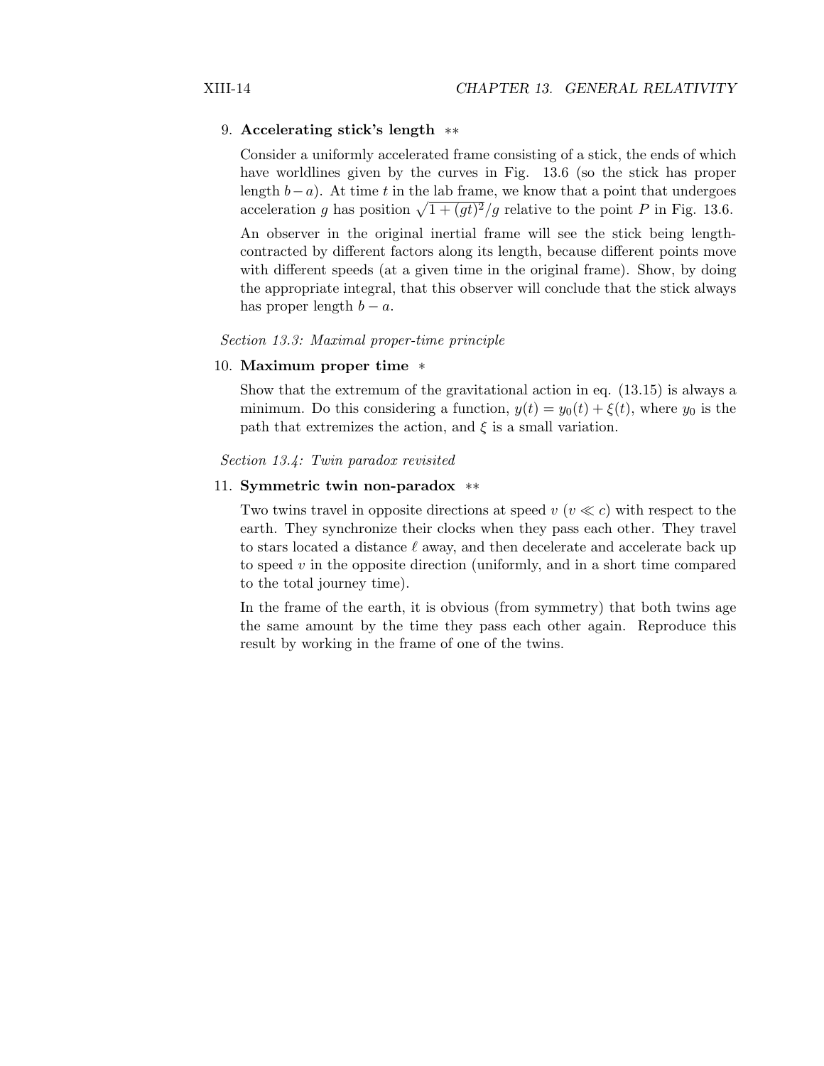9. **Accelerating stick's length** $**$

   Consider a uniformly accelerated frame consisting of a stick, the ends of which have worldlines given by the curves in Fig. 13.6 (so the stick has proper length $b-a$). At time $t$ in the lab frame, we know that a point that undergoes acceleration $g$ has position $\sqrt{1+(gt)^2}/g$ relative to the point $P$ in Fig. 13.6.

   An observer in the original inertial frame will see the stick being length-contracted by different factors along its length, because different points move with different speeds (at a given time in the original frame). Show, by doing the appropriate integral, that this observer will conclude that the stick always has proper length $b-a$.

*Section 13.3: Maximal proper-time principle*

10. **Maximum proper time** $*$

    Show that the extremum of the gravitational action in eq. (13.15) is always a minimum. Do this considering a function, $y(t) = y_0(t) + \xi(t)$, where $y_0$ is the path that extremizes the action, and $\xi$ is a small variation.

*Section 13.4: Twin paradox revisited*

11. **Symmetric twin non-paradox** $**$

    Two twins travel in opposite directions at speed $v$ ($v \ll c$) with respect to the earth. They synchronize their clocks when they pass each other. They travel to stars located a distance $\ell$ away, and then decelerate and accelerate back up to speed $v$ in the opposite direction (uniformly, and in a short time compared to the total journey time).

    In the frame of the earth, it is obvious (from symmetry) that both twins age the same amount by the time they pass each other again. Reproduce this result by working in the frame of one of the twins.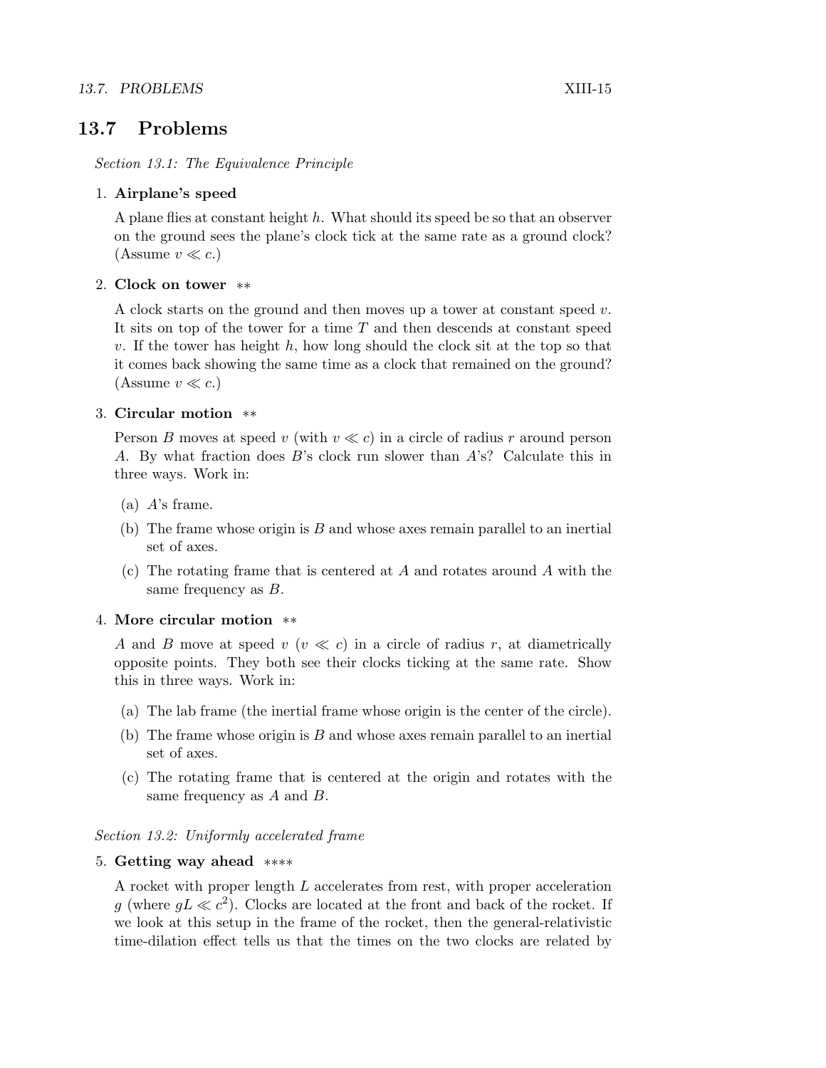## 13.7 Problems

*Section 13.1: The Equivalence Principle*

1. **Airplane's speed**

   A plane flies at constant height $h$. What should its speed be so that an observer on the ground sees the plane's clock tick at the same rate as a ground clock? (Assume $v \ll c$.)

2. **Clock on tower** ∗∗

   A clock starts on the ground and then moves up a tower at constant speed $v$. It sits on top of the tower for a time $T$ and then descends at constant speed $v$. If the tower has height $h$, how long should the clock sit at the top so that it comes back showing the same time as a clock that remained on the ground? (Assume $v \ll c$.)

3. **Circular motion** ∗∗

   Person $B$ moves at speed $v$ (with $v \ll c$) in a circle of radius $r$ around person $A$. By what fraction does $B$'s clock run slower than $A$'s? Calculate this in three ways. Work in:

   (a) $A$'s frame.

   (b) The frame whose origin is $B$ and whose axes remain parallel to an inertial set of axes.

   (c) The rotating frame that is centered at $A$ and rotates around $A$ with the same frequency as $B$.

4. **More circular motion** ∗∗

   $A$ and $B$ move at speed $v$ ($v \ll c$) in a circle of radius $r$, at diametrically opposite points. They both see their clocks ticking at the same rate. Show this in three ways. Work in:

   (a) The lab frame (the inertial frame whose origin is the center of the circle).

   (b) The frame whose origin is $B$ and whose axes remain parallel to an inertial set of axes.

   (c) The rotating frame that is centered at the origin and rotates with the same frequency as $A$ and $B$.

*Section 13.2: Uniformly accelerated frame*

5. **Getting way ahead** ∗∗∗∗

   A rocket with proper length $L$ accelerates from rest, with proper acceleration $g$ (where $gL \ll c^2$). Clocks are located at the front and back of the rocket. If we look at this setup in the frame of the rocket, then the general-relativistic time-dilation effect tells us that the times on the two clocks are related by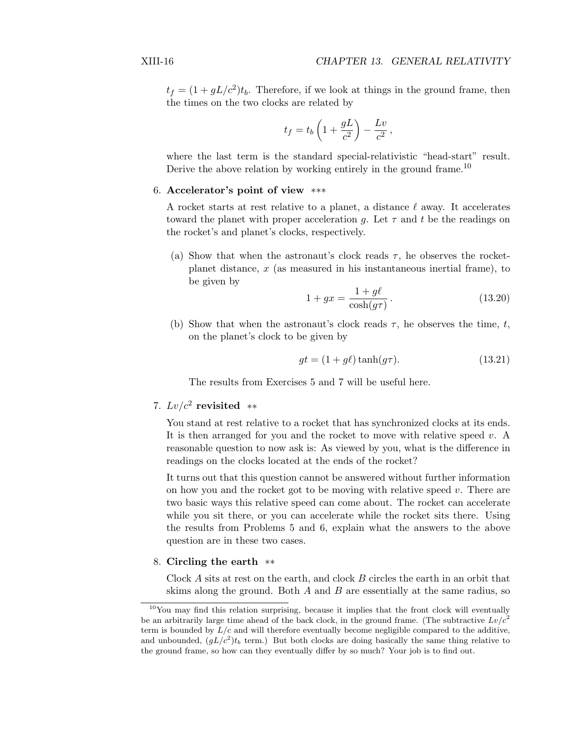$t_f = (1 + gL/c^2)t_b$. Therefore, if we look at things in the ground frame, then the times on the two clocks are related by

$$t_f = t_b\left(1 + \frac{gL}{c^2}\right) - \frac{Lv}{c^2},$$

where the last term is the standard special-relativistic "head-start" result. Derive the above relation by working entirely in the ground frame.[10]

6. **Accelerator's point of view** ∗∗∗

   A rocket starts at rest relative to a planet, a distance $\ell$ away. It accelerates toward the planet with proper acceleration $g$. Let $\tau$ and $t$ be the readings on the rocket's and planet's clocks, respectively.

   (a) Show that when the astronaut's clock reads $\tau$, he observes the rocket-planet distance, $x$ (as measured in his instantaneous inertial frame), to be given by

   $$1 + gx = \frac{1 + g\ell}{\cosh(g\tau)}. \tag{13.20}$$

   (b) Show that when the astronaut's clock reads $\tau$, he observes the time, $t$, on the planet's clock to be given by

   $$gt = (1 + g\ell)\tanh(g\tau). \tag{13.21}$$

   The results from Exercises 5 and 7 will be useful here.

7. **$Lv/c^2$ revisited** ∗∗

   You stand at rest relative to a rocket that has synchronized clocks at its ends. It is then arranged for you and the rocket to move with relative speed $v$. A reasonable question to now ask is: As viewed by you, what is the difference in readings on the clocks located at the ends of the rocket?

   It turns out that this question cannot be answered without further information on how you and the rocket got to be moving with relative speed $v$. There are two basic ways this relative speed can come about. The rocket can accelerate while you sit there, or you can accelerate while the rocket sits there. Using the results from Problems 5 and 6, explain what the answers to the above question are in these two cases.

8. **Circling the earth** ∗∗

   Clock $A$ sits at rest on the earth, and clock $B$ circles the earth in an orbit that skims along the ground. Both $A$ and $B$ are essentially at the same radius, so

---

[10] You may find this relation surprising, because it implies that the front clock will eventually be an arbitrarily large time ahead of the back clock, in the ground frame. (The subtractive $Lv/c^2$ term is bounded by $L/c$ and will therefore eventually become negligible compared to the additive, and unbounded, $(gL/c^2)t_b$ term.) But both clocks are doing basically the same thing relative to the ground frame, so how can they eventually differ by so much? Your job is to find out.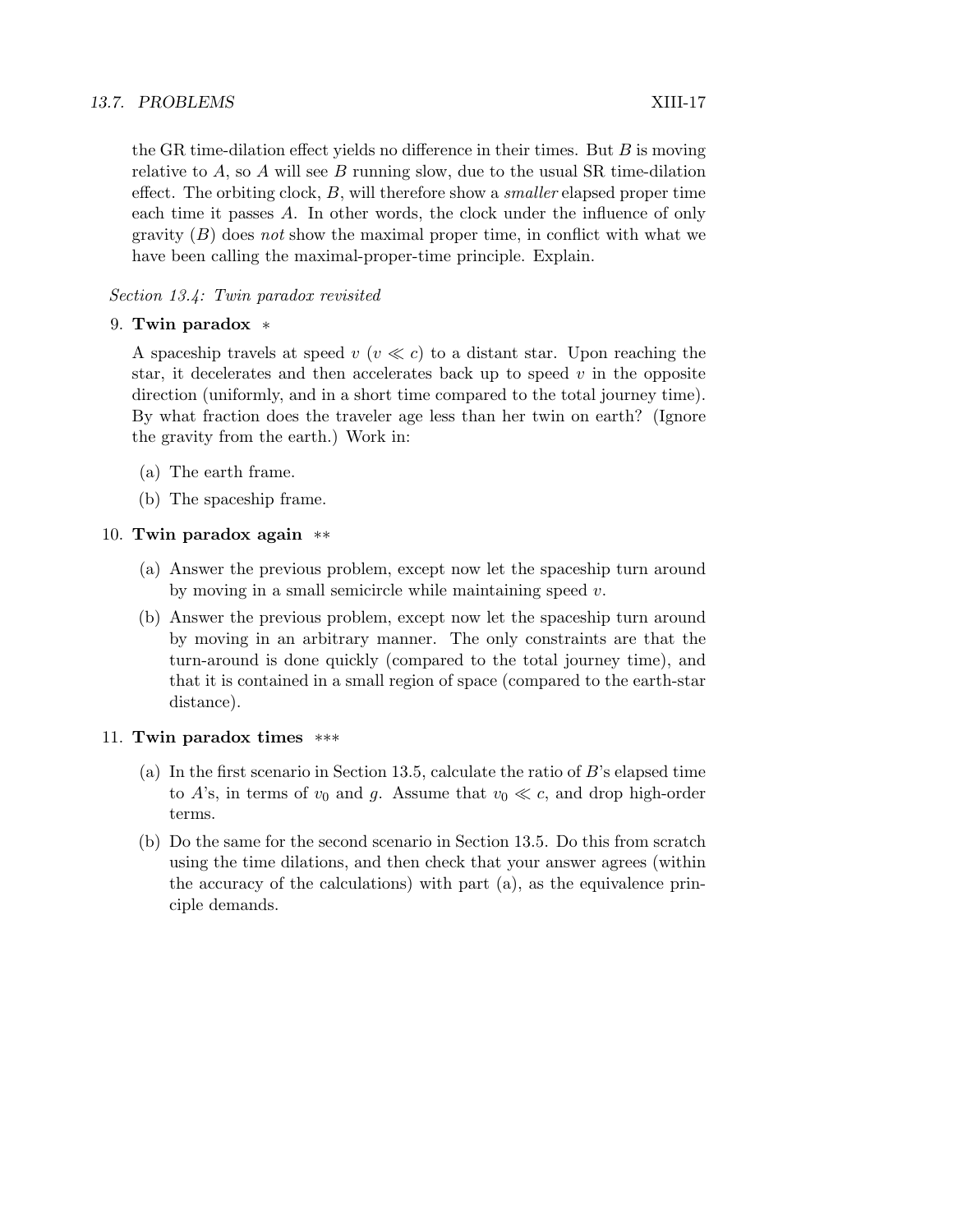the GR time-dilation effect yields no difference in their times. But $B$ is moving relative to $A$, so $A$ will see $B$ running slow, due to the usual SR time-dilation effect. The orbiting clock, $B$, will therefore show a *smaller* elapsed proper time each time it passes $A$. In other words, the clock under the influence of only gravity ($B$) does *not* show the maximal proper time, in conflict with what we have been calling the maximal-proper-time principle. Explain.

*Section 13.4: Twin paradox revisited*

9. **Twin paradox** *

   A spaceship travels at speed $v$ ($v \ll c$) to a distant star. Upon reaching the star, it decelerates and then accelerates back up to speed $v$ in the opposite direction (uniformly, and in a short time compared to the total journey time). By what fraction does the traveler age less than her twin on earth? (Ignore the gravity from the earth.) Work in:

   (a) The earth frame.

   (b) The spaceship frame.

10. **Twin paradox again** **

    (a) Answer the previous problem, except now let the spaceship turn around by moving in a small semicircle while maintaining speed $v$.

    (b) Answer the previous problem, except now let the spaceship turn around by moving in an arbitrary manner. The only constraints are that the turn-around is done quickly (compared to the total journey time), and that it is contained in a small region of space (compared to the earth-star distance).

11. **Twin paradox times** ***

    (a) In the first scenario in Section 13.5, calculate the ratio of $B$'s elapsed time to $A$'s, in terms of $v_0$ and $g$. Assume that $v_0 \ll c$, and drop high-order terms.

    (b) Do the same for the second scenario in Section 13.5. Do this from scratch using the time dilations, and then check that your answer agrees (within the accuracy of the calculations) with part (a), as the equivalence principle demands.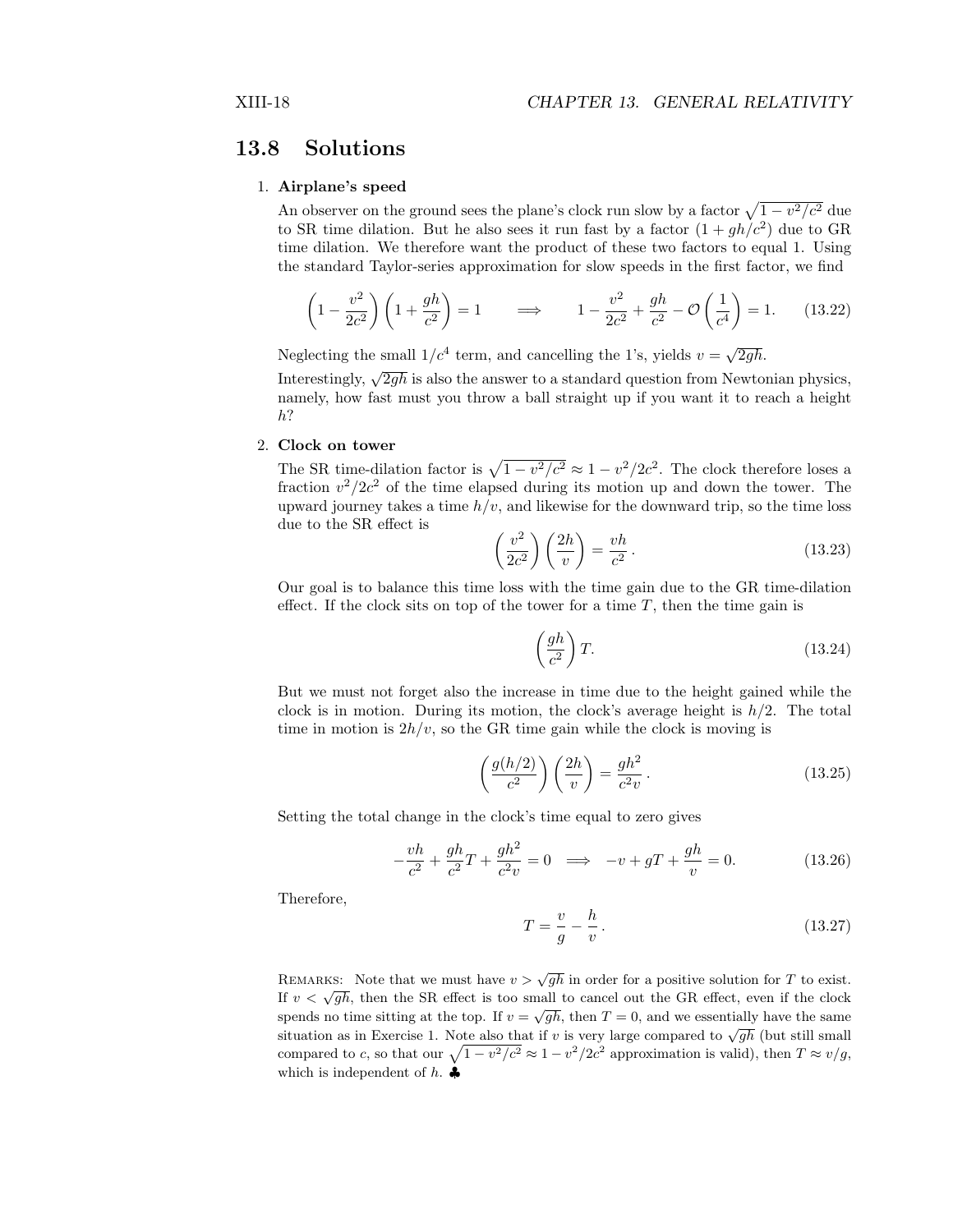## 13.8 Solutions

1. **Airplane's speed**

   An observer on the ground sees the plane's clock run slow by a factor $\sqrt{1 - v^2/c^2}$ due to SR time dilation. But he also sees it run fast by a factor $(1 + gh/c^2)$ due to GR time dilation. We therefore want the product of these two factors to equal 1. Using the standard Taylor-series approximation for slow speeds in the first factor, we find

   $$\left(1 - \frac{v^2}{2c^2}\right)\left(1 + \frac{gh}{c^2}\right) = 1 \qquad \Longrightarrow \qquad 1 - \frac{v^2}{2c^2} + \frac{gh}{c^2} - \mathcal{O}\left(\frac{1}{c^4}\right) = 1. \qquad (13.22)$$

   Neglecting the small $1/c^4$ term, and cancelling the 1's, yields $v = \sqrt{2gh}$.

   Interestingly, $\sqrt{2gh}$ is also the answer to a standard question from Newtonian physics, namely, how fast must you throw a ball straight up if you want it to reach a height $h$?

2. **Clock on tower**

   The SR time-dilation factor is $\sqrt{1 - v^2/c^2} \approx 1 - v^2/2c^2$. The clock therefore loses a fraction $v^2/2c^2$ of the time elapsed during its motion up and down the tower. The upward journey takes a time $h/v$, and likewise for the downward trip, so the time loss due to the SR effect is

   $$\left(\frac{v^2}{2c^2}\right)\left(\frac{2h}{v}\right) = \frac{vh}{c^2}. \qquad (13.23)$$

   Our goal is to balance this time loss with the time gain due to the GR time-dilation effect. If the clock sits on top of the tower for a time $T$, then the time gain is

   $$\left(\frac{gh}{c^2}\right)T. \qquad (13.24)$$

   But we must not forget also the increase in time due to the height gained while the clock is in motion. During its motion, the clock's average height is $h/2$. The total time in motion is $2h/v$, so the GR time gain while the clock is moving is

   $$\left(\frac{g(h/2)}{c^2}\right)\left(\frac{2h}{v}\right) = \frac{gh^2}{c^2 v}. \qquad (13.25)$$

   Setting the total change in the clock's time equal to zero gives

   $$-\frac{vh}{c^2} + \frac{gh}{c^2}T + \frac{gh^2}{c^2 v} = 0 \implies -v + gT + \frac{gh}{v} = 0. \qquad (13.26)$$

   Therefore,

   $$T = \frac{v}{g} - \frac{h}{v}. \qquad (13.27)$$

   REMARKS: Note that we must have $v > \sqrt{gh}$ in order for a positive solution for $T$ to exist. If $v < \sqrt{gh}$, then the SR effect is too small to cancel out the GR effect, even if the clock spends no time sitting at the top. If $v = \sqrt{gh}$, then $T = 0$, and we essentially have the same situation as in Exercise 1. Note also that if $v$ is very large compared to $\sqrt{gh}$ (but still small compared to $c$, so that our $\sqrt{1 - v^2/c^2} \approx 1 - v^2/2c^2$ approximation is valid), then $T \approx v/g$, which is independent of $h$. ♣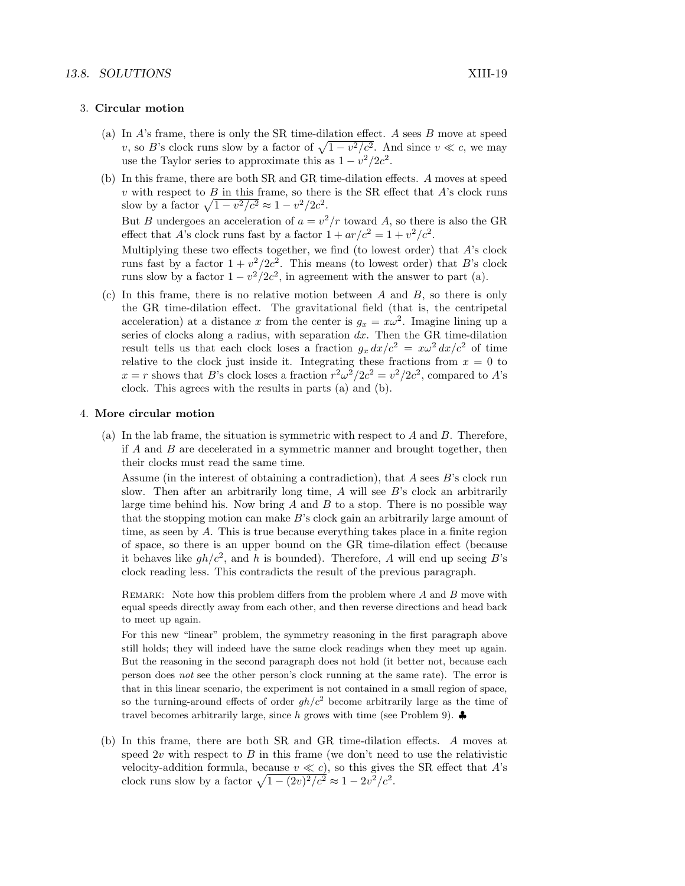3. **Circular motion**

   (a) In $A$'s frame, there is only the SR time-dilation effect. $A$ sees $B$ move at speed $v$, so $B$'s clock runs slow by a factor of $\sqrt{1 - v^2/c^2}$. And since $v \ll c$, we may use the Taylor series to approximate this as $1 - v^2/2c^2$.

   (b) In this frame, there are both SR and GR time-dilation effects. $A$ moves at speed $v$ with respect to $B$ in this frame, so there is the SR effect that $A$'s clock runs slow by a factor $\sqrt{1 - v^2/c^2} \approx 1 - v^2/2c^2$.

   But $B$ undergoes an acceleration of $a = v^2/r$ toward $A$, so there is also the GR effect that $A$'s clock runs fast by a factor $1 + ar/c^2 = 1 + v^2/c^2$.

   Multiplying these two effects together, we find (to lowest order) that $A$'s clock runs fast by a factor $1 + v^2/2c^2$. This means (to lowest order) that $B$'s clock runs slow by a factor $1 - v^2/2c^2$, in agreement with the answer to part (a).

   (c) In this frame, there is no relative motion between $A$ and $B$, so there is only the GR time-dilation effect. The gravitational field (that is, the centripetal acceleration) at a distance $x$ from the center is $g_x = x\omega^2$. Imagine lining up a series of clocks along a radius, with separation $dx$. Then the GR time-dilation result tells us that each clock loses a fraction $g_x\, dx/c^2 = x\omega^2\, dx/c^2$ of time relative to the clock just inside it. Integrating these fractions from $x = 0$ to $x = r$ shows that $B$'s clock loses a fraction $r^2\omega^2/2c^2 = v^2/2c^2$, compared to $A$'s clock. This agrees with the results in parts (a) and (b).

4. **More circular motion**

   (a) In the lab frame, the situation is symmetric with respect to $A$ and $B$. Therefore, if $A$ and $B$ are decelerated in a symmetric manner and brought together, then their clocks must read the same time.

   Assume (in the interest of obtaining a contradiction), that $A$ sees $B$'s clock run slow. Then after an arbitrarily long time, $A$ will see $B$'s clock an arbitrarily large time behind his. Now bring $A$ and $B$ to a stop. There is no possible way that the stopping motion can make $B$'s clock gain an arbitrarily large amount of time, as seen by $A$. This is true because everything takes place in a finite region of space, so there is an upper bound on the GR time-dilation effect (because it behaves like $gh/c^2$, and $h$ is bounded). Therefore, $A$ will end up seeing $B$'s clock reading less. This contradicts the result of the previous paragraph.

   Remark: Note how this problem differs from the problem where $A$ and $B$ move with equal speeds directly away from each other, and then reverse directions and head back to meet up again.

   For this new "linear" problem, the symmetry reasoning in the first paragraph above still holds; they will indeed have the same clock readings when they meet up again. But the reasoning in the second paragraph does not hold (it better not, because each person does *not* see the other person's clock running at the same rate). The error is that in this linear scenario, the experiment is not contained in a small region of space, so the turning-around effects of order $gh/c^2$ become arbitrarily large as the time of travel becomes arbitrarily large, since $h$ grows with time (see Problem 9). ♣

   (b) In this frame, there are both SR and GR time-dilation effects. $A$ moves at speed $2v$ with respect to $B$ in this frame (we don't need to use the relativistic velocity-addition formula, because $v \ll c$), so this gives the SR effect that $A$'s clock runs slow by a factor $\sqrt{1 - (2v)^2/c^2} \approx 1 - 2v^2/c^2$.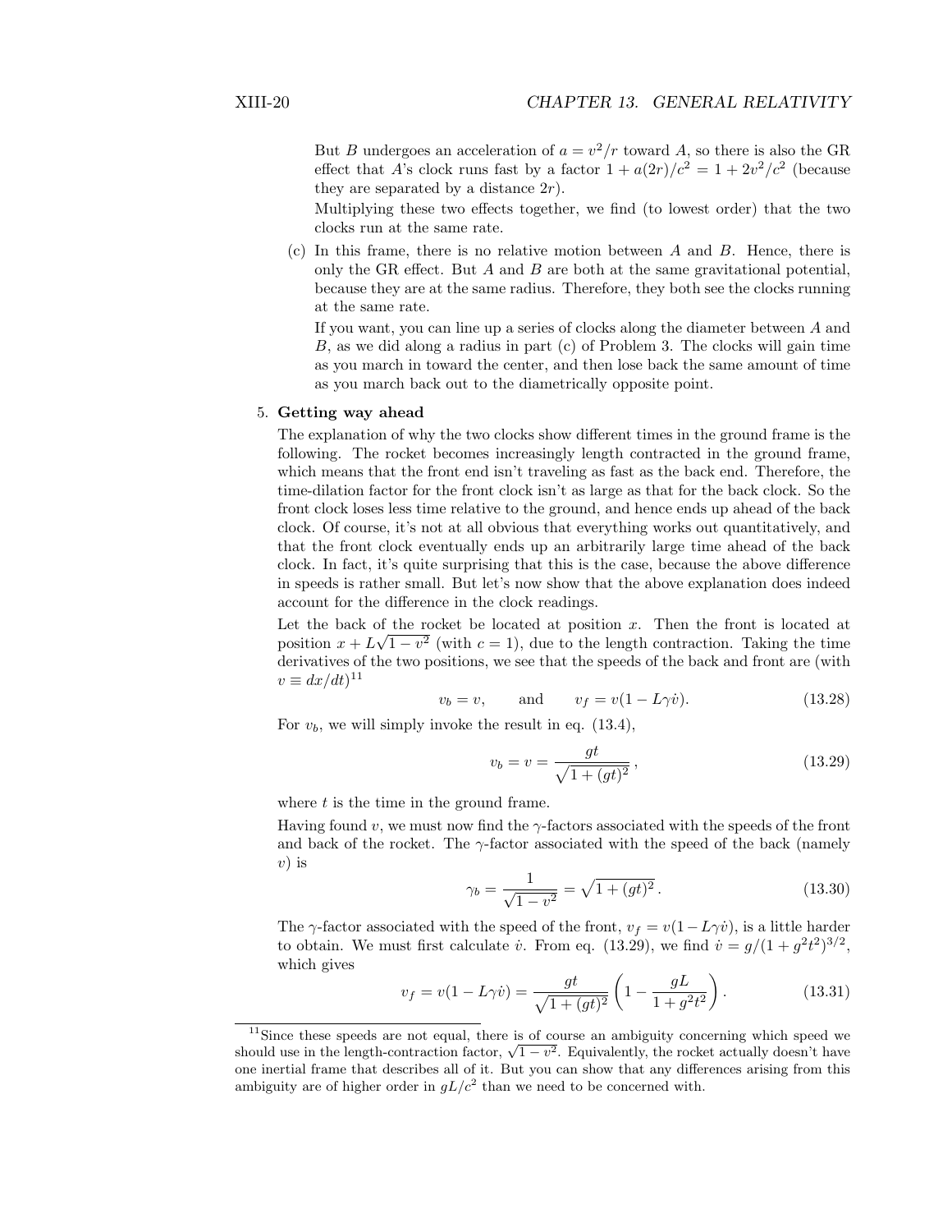But $B$ undergoes an acceleration of $a = v^2/r$ toward $A$, so there is also the GR effect that $A$'s clock runs fast by a factor $1 + a(2r)/c^2 = 1 + 2v^2/c^2$ (because they are separated by a distance $2r$).

Multiplying these two effects together, we find (to lowest order) that the two clocks run at the same rate.

(c) In this frame, there is no relative motion between $A$ and $B$. Hence, there is only the GR effect. But $A$ and $B$ are both at the same gravitational potential, because they are at the same radius. Therefore, they both see the clocks running at the same rate.

If you want, you can line up a series of clocks along the diameter between $A$ and $B$, as we did along a radius in part (c) of Problem 3. The clocks will gain time as you march in toward the center, and then lose back the same amount of time as you march back out to the diametrically opposite point.

5. **Getting way ahead**

The explanation of why the two clocks show different times in the ground frame is the following. The rocket becomes increasingly length contracted in the ground frame, which means that the front end isn't traveling as fast as the back end. Therefore, the time-dilation factor for the front clock isn't as large as that for the back clock. So the front clock loses less time relative to the ground, and hence ends up ahead of the back clock. Of course, it's not at all obvious that everything works out quantitatively, and that the front clock eventually ends up an arbitrarily large time ahead of the back clock. In fact, it's quite surprising that this is the case, because the above difference in speeds is rather small. But let's now show that the above explanation does indeed account for the difference in the clock readings.

Let the back of the rocket be located at position $x$. Then the front is located at position $x + L\sqrt{1-v^2}$ (with $c = 1$), due to the length contraction. Taking the time derivatives of the two positions, we see that the speeds of the back and front are (with $v \equiv dx/dt$)[11]

$$v_b = v, \qquad \text{and} \qquad v_f = v(1 - L\gamma\dot{v}). \tag{13.28}$$

For $v_b$, we will simply invoke the result in eq. (13.4),

$$v_b = v = \frac{gt}{\sqrt{1+(gt)^2}}, \tag{13.29}$$

where $t$ is the time in the ground frame.

Having found $v$, we must now find the $\gamma$-factors associated with the speeds of the front and back of the rocket. The $\gamma$-factor associated with the speed of the back (namely $v$) is

$$\gamma_b = \frac{1}{\sqrt{1-v^2}} = \sqrt{1+(gt)^2}. \tag{13.30}$$

The $\gamma$-factor associated with the speed of the front, $v_f = v(1 - L\gamma\dot{v})$, is a little harder to obtain. We must first calculate $\dot{v}$. From eq. (13.29), we find $\dot{v} = g/(1+g^2t^2)^{3/2}$, which gives

$$v_f = v(1 - L\gamma\dot{v}) = \frac{gt}{\sqrt{1+(gt)^2}}\left(1 - \frac{gL}{1+g^2t^2}\right). \tag{13.31}$$

[11] Since these speeds are not equal, there is of course an ambiguity concerning which speed we should use in the length-contraction factor, $\sqrt{1-v^2}$. Equivalently, the rocket actually doesn't have one inertial frame that describes all of it. But you can show that any differences arising from this ambiguity are of higher order in $gL/c^2$ than we need to be concerned with.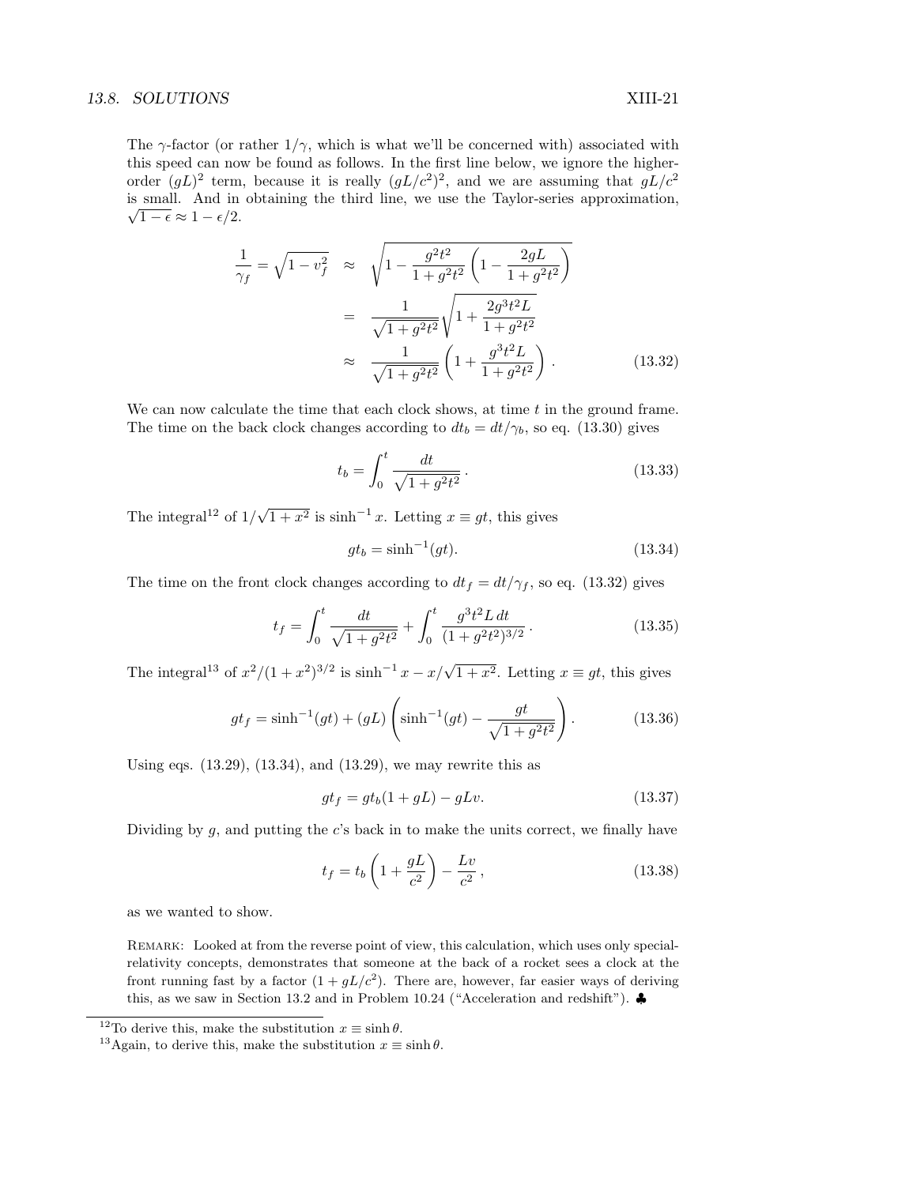The $\gamma$-factor (or rather $1/\gamma$, which is what we'll be concerned with) associated with this speed can now be found as follows. In the first line below, we ignore the higher-order $(gL)^2$ term, because it is really $(gL/c^2)^2$, and we are assuming that $gL/c^2$ is small. And in obtaining the third line, we use the Taylor-series approximation, $\sqrt{1-\epsilon} \approx 1 - \epsilon/2$.

$$\begin{aligned}
\frac{1}{\gamma_f} = \sqrt{1 - v_f^2} &\approx \sqrt{1 - \frac{g^2t^2}{1+g^2t^2}\left(1 - \frac{2gL}{1+g^2t^2}\right)} \\
&= \frac{1}{\sqrt{1+g^2t^2}}\sqrt{1 + \frac{2g^3t^2L}{1+g^2t^2}} \\
&\approx \frac{1}{\sqrt{1+g^2t^2}}\left(1 + \frac{g^3t^2L}{1+g^2t^2}\right). \qquad (13.32)
\end{aligned}$$

We can now calculate the time that each clock shows, at time $t$ in the ground frame. The time on the back clock changes according to $dt_b = dt/\gamma_b$, so eq. (13.30) gives

$$t_b = \int_0^t \frac{dt}{\sqrt{1+g^2t^2}}. \qquad (13.33)$$

The integral[12] of $1/\sqrt{1+x^2}$ is $\sinh^{-1} x$. Letting $x \equiv gt$, this gives

$$gt_b = \sinh^{-1}(gt). \qquad (13.34)$$

The time on the front clock changes according to $dt_f = dt/\gamma_f$, so eq. (13.32) gives

$$t_f = \int_0^t \frac{dt}{\sqrt{1+g^2t^2}} + \int_0^t \frac{g^3t^2L\,dt}{(1+g^2t^2)^{3/2}}. \qquad (13.35)$$

The integral[13] of $x^2/(1+x^2)^{3/2}$ is $\sinh^{-1} x - x/\sqrt{1+x^2}$. Letting $x \equiv gt$, this gives

$$gt_f = \sinh^{-1}(gt) + (gL)\left(\sinh^{-1}(gt) - \frac{gt}{\sqrt{1+g^2t^2}}\right). \qquad (13.36)$$

Using eqs. (13.29), (13.34), and (13.29), we may rewrite this as

$$gt_f = gt_b(1+gL) - gLv. \qquad (13.37)$$

Dividing by $g$, and putting the $c$'s back in to make the units correct, we finally have

$$t_f = t_b\left(1 + \frac{gL}{c^2}\right) - \frac{Lv}{c^2}, \qquad (13.38)$$

as we wanted to show.

Remark: Looked at from the reverse point of view, this calculation, which uses only special-relativity concepts, demonstrates that someone at the back of a rocket sees a clock at the front running fast by a factor $(1 + gL/c^2)$. There are, however, far easier ways of deriving this, as we saw in Section 13.2 and in Problem 10.24 ("Acceleration and redshift"). ♣

[12] To derive this, make the substitution $x \equiv \sinh\theta$.

[13] Again, to derive this, make the substitution $x \equiv \sinh\theta$.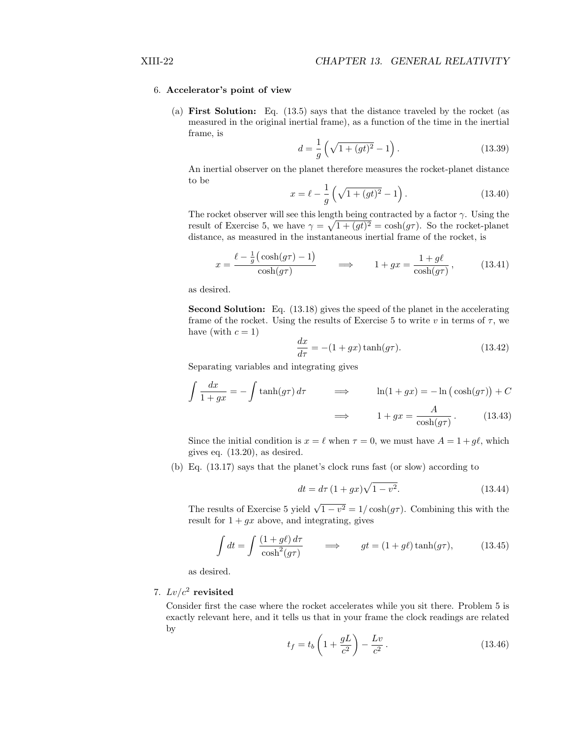6. **Accelerator's point of view**

   (a) **First Solution:** Eq. (13.5) says that the distance traveled by the rocket (as measured in the original inertial frame), as a function of the time in the inertial frame, is

$$d = \frac{1}{g}\left(\sqrt{1+(gt)^2} - 1\right). \tag{13.39}$$

An inertial observer on the planet therefore measures the rocket-planet distance to be

$$x = \ell - \frac{1}{g}\left(\sqrt{1+(gt)^2} - 1\right). \tag{13.40}$$

The rocket observer will see this length being contracted by a factor $\gamma$. Using the result of Exercise 5, we have $\gamma = \sqrt{1+(gt)^2} = \cosh(g\tau)$. So the rocket-planet distance, as measured in the instantaneous inertial frame of the rocket, is

$$x = \frac{\ell - \frac{1}{g}\big(\cosh(g\tau) - 1\big)}{\cosh(g\tau)} \qquad \Longrightarrow \qquad 1 + gx = \frac{1+g\ell}{\cosh(g\tau)}, \tag{13.41}$$

as desired.

**Second Solution:** Eq. (13.18) gives the speed of the planet in the accelerating frame of the rocket. Using the results of Exercise 5 to write $v$ in terms of $\tau$, we have (with $c = 1$)

$$\frac{dx}{d\tau} = -(1+gx)\tanh(g\tau). \tag{13.42}$$

Separating variables and integrating gives

$$\int \frac{dx}{1+gx} = -\int \tanh(g\tau)\, d\tau \qquad \Longrightarrow \qquad \ln(1+gx) = -\ln\big(\cosh(g\tau)\big) + C$$

$$\Longrightarrow \qquad 1 + gx = \frac{A}{\cosh(g\tau)}. \tag{13.43}$$

Since the initial condition is $x = \ell$ when $\tau = 0$, we must have $A = 1 + g\ell$, which gives eq. (13.20), as desired.

   (b) Eq. (13.17) says that the planet's clock runs fast (or slow) according to

$$dt = d\tau\,(1+gx)\sqrt{1-v^2}. \tag{13.44}$$

The results of Exercise 5 yield $\sqrt{1-v^2} = 1/\cosh(g\tau)$. Combining this with the result for $1+gx$ above, and integrating, gives

$$\int dt = \int \frac{(1+g\ell)\,d\tau}{\cosh^2(g\tau)} \qquad \Longrightarrow \qquad gt = (1+g\ell)\tanh(g\tau), \tag{13.45}$$

as desired.

7. **$Lv/c^2$ revisited**

Consider first the case where the rocket accelerates while you sit there. Problem 5 is exactly relevant here, and it tells us that in your frame the clock readings are related by

$$t_f = t_b\left(1 + \frac{gL}{c^2}\right) - \frac{Lv}{c^2}. \tag{13.46}$$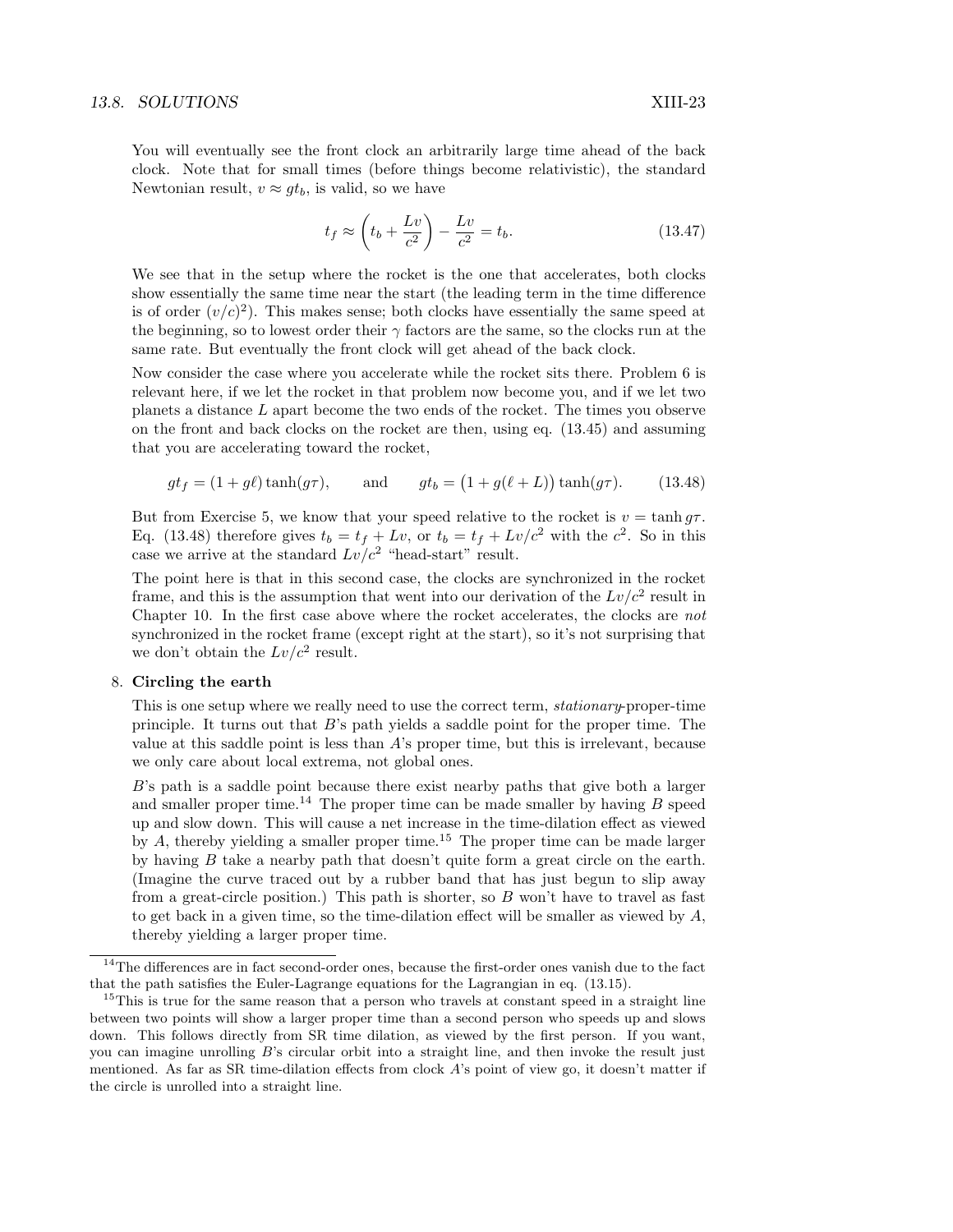You will eventually see the front clock an arbitrarily large time ahead of the back clock. Note that for small times (before things become relativistic), the standard Newtonian result, $v \approx gt_b$, is valid, so we have

$$t_f \approx \left(t_b + \frac{Lv}{c^2}\right) - \frac{Lv}{c^2} = t_b. \tag{13.47}$$

We see that in the setup where the rocket is the one that accelerates, both clocks show essentially the same time near the start (the leading term in the time difference is of order $(v/c)^2$). This makes sense; both clocks have essentially the same speed at the beginning, so to lowest order their $\gamma$ factors are the same, so the clocks run at the same rate. But eventually the front clock will get ahead of the back clock.

Now consider the case where you accelerate while the rocket sits there. Problem 6 is relevant here, if we let the rocket in that problem now become you, and if we let two planets a distance $L$ apart become the two ends of the rocket. The times you observe on the front and back clocks on the rocket are then, using eq. (13.45) and assuming that you are accelerating toward the rocket,

$$gt_f = (1 + g\ell)\tanh(g\tau), \qquad \text{and} \qquad gt_b = \big(1 + g(\ell + L)\big)\tanh(g\tau). \tag{13.48}$$

But from Exercise 5, we know that your speed relative to the rocket is $v = \tanh g\tau$. Eq. (13.48) therefore gives $t_b = t_f + Lv$, or $t_b = t_f + Lv/c^2$ with the $c^2$. So in this case we arrive at the standard $Lv/c^2$ "head-start" result.

The point here is that in this second case, the clocks are synchronized in the rocket frame, and this is the assumption that went into our derivation of the $Lv/c^2$ result in Chapter 10. In the first case above where the rocket accelerates, the clocks are *not* synchronized in the rocket frame (except right at the start), so it's not surprising that we don't obtain the $Lv/c^2$ result.

8. **Circling the earth**

   This is one setup where we really need to use the correct term, *stationary*-proper-time principle. It turns out that $B$'s path yields a saddle point for the proper time. The value at this saddle point is less than $A$'s proper time, but this is irrelevant, because we only care about local extrema, not global ones.

   $B$'s path is a saddle point because there exist nearby paths that give both a larger and smaller proper time.[14] The proper time can be made smaller by having $B$ speed up and slow down. This will cause a net increase in the time-dilation effect as viewed by $A$, thereby yielding a smaller proper time.[15] The proper time can be made larger by having $B$ take a nearby path that doesn't quite form a great circle on the earth. (Imagine the curve traced out by a rubber band that has just begun to slip away from a great-circle position.) This path is shorter, so $B$ won't have to travel as fast to get back in a given time, so the time-dilation effect will be smaller as viewed by $A$, thereby yielding a larger proper time.

---

[14] The differences are in fact second-order ones, because the first-order ones vanish due to the fact that the path satisfies the Euler-Lagrange equations for the Lagrangian in eq. (13.15).

[15] This is true for the same reason that a person who travels at constant speed in a straight line between two points will show a larger proper time than a second person who speeds up and slows down. This follows directly from SR time dilation, as viewed by the first person. If you want, you can imagine unrolling $B$'s circular orbit into a straight line, and then invoke the result just mentioned. As far as SR time-dilation effects from clock $A$'s point of view go, it doesn't matter if the circle is unrolled into a straight line.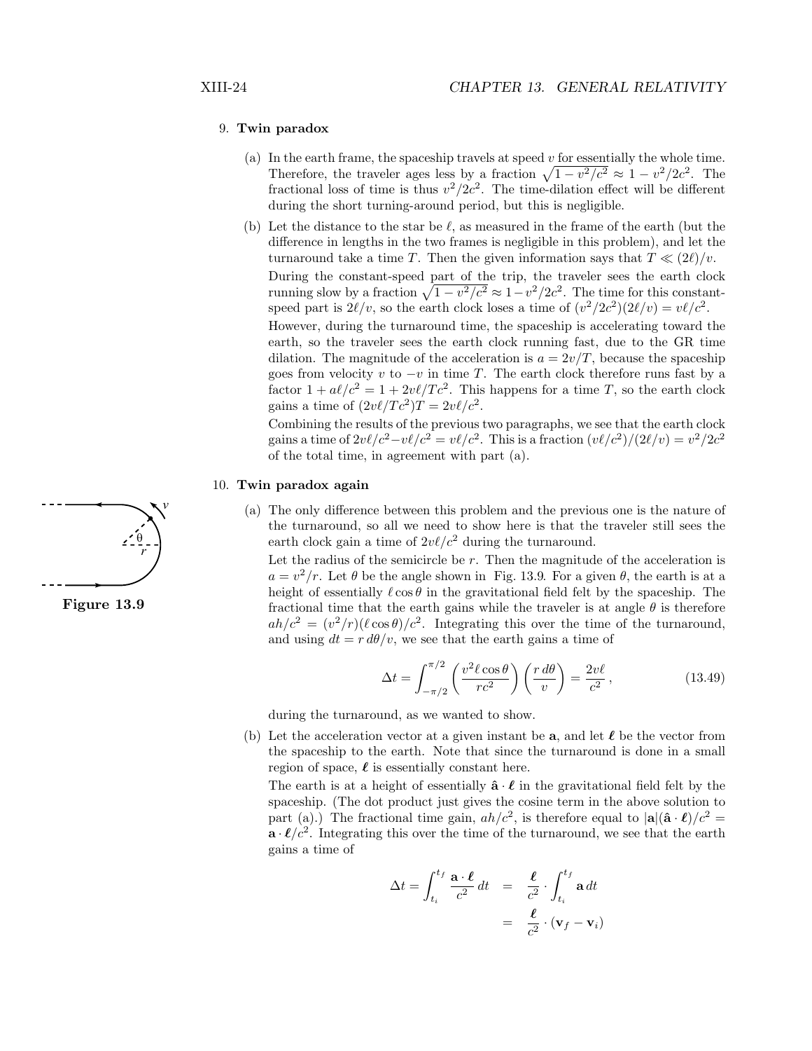9. **Twin paradox**

(a) In the earth frame, the spaceship travels at speed $v$ for essentially the whole time. Therefore, the traveler ages less by a fraction $\sqrt{1-v^2/c^2} \approx 1 - v^2/2c^2$. The fractional loss of time is thus $v^2/2c^2$. The time-dilation effect will be different during the short turning-around period, but this is negligible.

(b) Let the distance to the star be $\ell$, as measured in the frame of the earth (but the difference in lengths in the two frames is negligible in this problem), and let the turnaround take a time $T$. Then the given information says that $T \ll (2\ell)/v$.

During the constant-speed part of the trip, the traveler sees the earth clock running slow by a fraction $\sqrt{1-v^2/c^2} \approx 1 - v^2/2c^2$. The time for this constant-speed part is $2\ell/v$, so the earth clock loses a time of $(v^2/2c^2)(2\ell/v) = v\ell/c^2$.

However, during the turnaround time, the spaceship is accelerating toward the earth, so the traveler sees the earth clock running fast, due to the GR time dilation. The magnitude of the acceleration is $a = 2v/T$, because the spaceship goes from velocity $v$ to $-v$ in time $T$. The earth clock therefore runs fast by a factor $1 + a\ell/c^2 = 1 + 2v\ell/Tc^2$. This happens for a time $T$, so the earth clock gains a time of $(2v\ell/Tc^2)T = 2v\ell/c^2$.

Combining the results of the previous two paragraphs, we see that the earth clock gains a time of $2v\ell/c^2 - v\ell/c^2 = v\ell/c^2$. This is a fraction $(v\ell/c^2)/(2\ell/v) = v^2/2c^2$ of the total time, in agreement with part (a).

10. **Twin paradox again**

Figure 13.9

(a) The only difference between this problem and the previous one is the nature of the turnaround, so all we need to show here is that the traveler still sees the earth clock gain a time of $2v\ell/c^2$ during the turnaround.

Let the radius of the semicircle be $r$. Then the magnitude of the acceleration is $a = v^2/r$. Let $\theta$ be the angle shown in Fig. 13.9. For a given $\theta$, the earth is at a height of essentially $\ell\cos\theta$ in the gravitational field felt by the spaceship. The fractional time that the earth gains while the traveler is at angle $\theta$ is therefore $ah/c^2 = (v^2/r)(\ell\cos\theta)/c^2$. Integrating this over the time of the turnaround, and using $dt = r\,d\theta/v$, we see that the earth gains a time of

$$\Delta t = \int_{-\pi/2}^{\pi/2} \left(\frac{v^2 \ell \cos\theta}{rc^2}\right)\left(\frac{r\,d\theta}{v}\right) = \frac{2v\ell}{c^2}\,, \tag{13.49}$$

during the turnaround, as we wanted to show.

(b) Let the acceleration vector at a given instant be $\mathbf{a}$, and let $\boldsymbol{\ell}$ be the vector from the spaceship to the earth. Note that since the turnaround is done in a small region of space, $\boldsymbol{\ell}$ is essentially constant here.

The earth is at a height of essentially $\hat{\mathbf{a}} \cdot \boldsymbol{\ell}$ in the gravitational field felt by the spaceship. (The dot product just gives the cosine term in the above solution to part (a).) The fractional time gain, $ah/c^2$, is therefore equal to $|\mathbf{a}|(\hat{\mathbf{a}} \cdot \boldsymbol{\ell})/c^2 = \mathbf{a} \cdot \boldsymbol{\ell}/c^2$. Integrating this over the time of the turnaround, we see that the earth gains a time of

$$\begin{aligned} \Delta t = \int_{t_i}^{t_f} \frac{\mathbf{a} \cdot \boldsymbol{\ell}}{c^2}\,dt &= \frac{\boldsymbol{\ell}}{c^2} \cdot \int_{t_i}^{t_f} \mathbf{a}\,dt \\ &= \frac{\boldsymbol{\ell}}{c^2} \cdot (\mathbf{v}_f - \mathbf{v}_i) \end{aligned}$$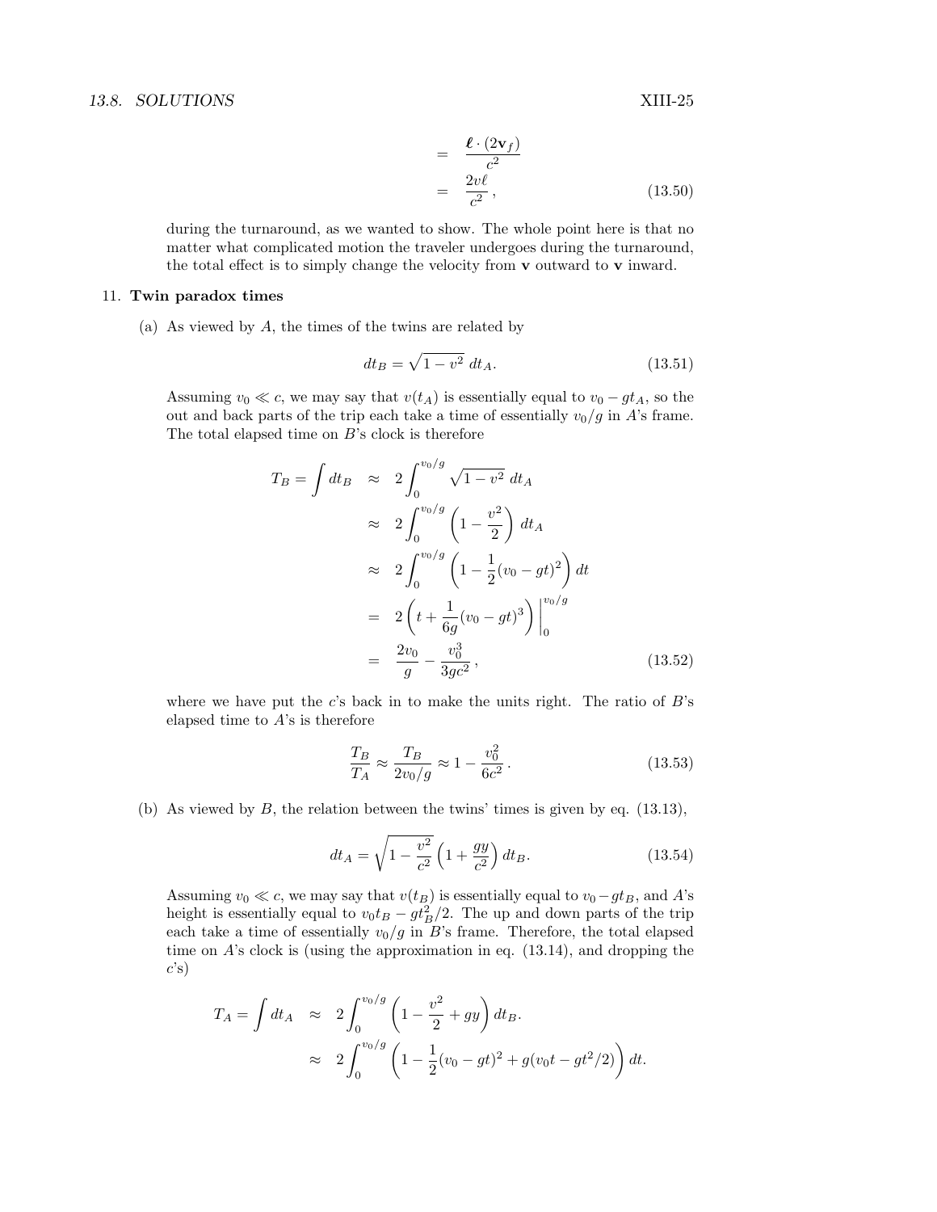$$
\begin{aligned}
&= \frac{\boldsymbol{\ell} \cdot (2\mathbf{v}_f)}{c^2} \\
&= \frac{2v\ell}{c^2}\,,
\end{aligned}
\tag{13.50}
$$

during the turnaround, as we wanted to show. The whole point here is that no matter what complicated motion the traveler undergoes during the turnaround, the total effect is to simply change the velocity from **v** outward to **v** inward.

11. **Twin paradox times**

(a) As viewed by $A$, the times of the twins are related by

$$
dt_B = \sqrt{1-v^2}\; dt_A. \tag{13.51}
$$

Assuming $v_0 \ll c$, we may say that $v(t_A)$ is essentially equal to $v_0 - gt_A$, so the out and back parts of the trip each take a time of essentially $v_0/g$ in $A$'s frame. The total elapsed time on $B$'s clock is therefore

$$
\begin{aligned}
T_B = \int dt_B &\approx 2\int_0^{v_0/g} \sqrt{1-v^2}\; dt_A \\
&\approx 2\int_0^{v_0/g} \left(1 - \frac{v^2}{2}\right) dt_A \\
&\approx 2\int_0^{v_0/g} \left(1 - \frac{1}{2}(v_0 - gt)^2\right) dt \\
&= 2\left(t + \frac{1}{6g}(v_0 - gt)^3\right)\Bigg|_0^{v_0/g} \\
&= \frac{2v_0}{g} - \frac{v_0^3}{3gc^2}\,,
\end{aligned}
\tag{13.52}
$$

where we have put the $c$'s back in to make the units right. The ratio of $B$'s elapsed time to $A$'s is therefore

$$
\frac{T_B}{T_A} \approx \frac{T_B}{2v_0/g} \approx 1 - \frac{v_0^2}{6c^2}\,. \tag{13.53}
$$

(b) As viewed by $B$, the relation between the twins' times is given by eq. (13.13),

$$
dt_A = \sqrt{1 - \frac{v^2}{c^2}}\left(1 + \frac{gy}{c^2}\right) dt_B. \tag{13.54}
$$

Assuming $v_0 \ll c$, we may say that $v(t_B)$ is essentially equal to $v_0 - gt_B$, and $A$'s height is essentially equal to $v_0 t_B - gt_B^2/2$. The up and down parts of the trip each take a time of essentially $v_0/g$ in $B$'s frame. Therefore, the total elapsed time on $A$'s clock is (using the approximation in eq. (13.14), and dropping the $c$'s)

$$
\begin{aligned}
T_A = \int dt_A &\approx 2\int_0^{v_0/g} \left(1 - \frac{v^2}{2} + gy\right) dt_B. \\
&\approx 2\int_0^{v_0/g} \left(1 - \frac{1}{2}(v_0 - gt)^2 + g(v_0 t - gt^2/2)\right) dt.
\end{aligned}
$$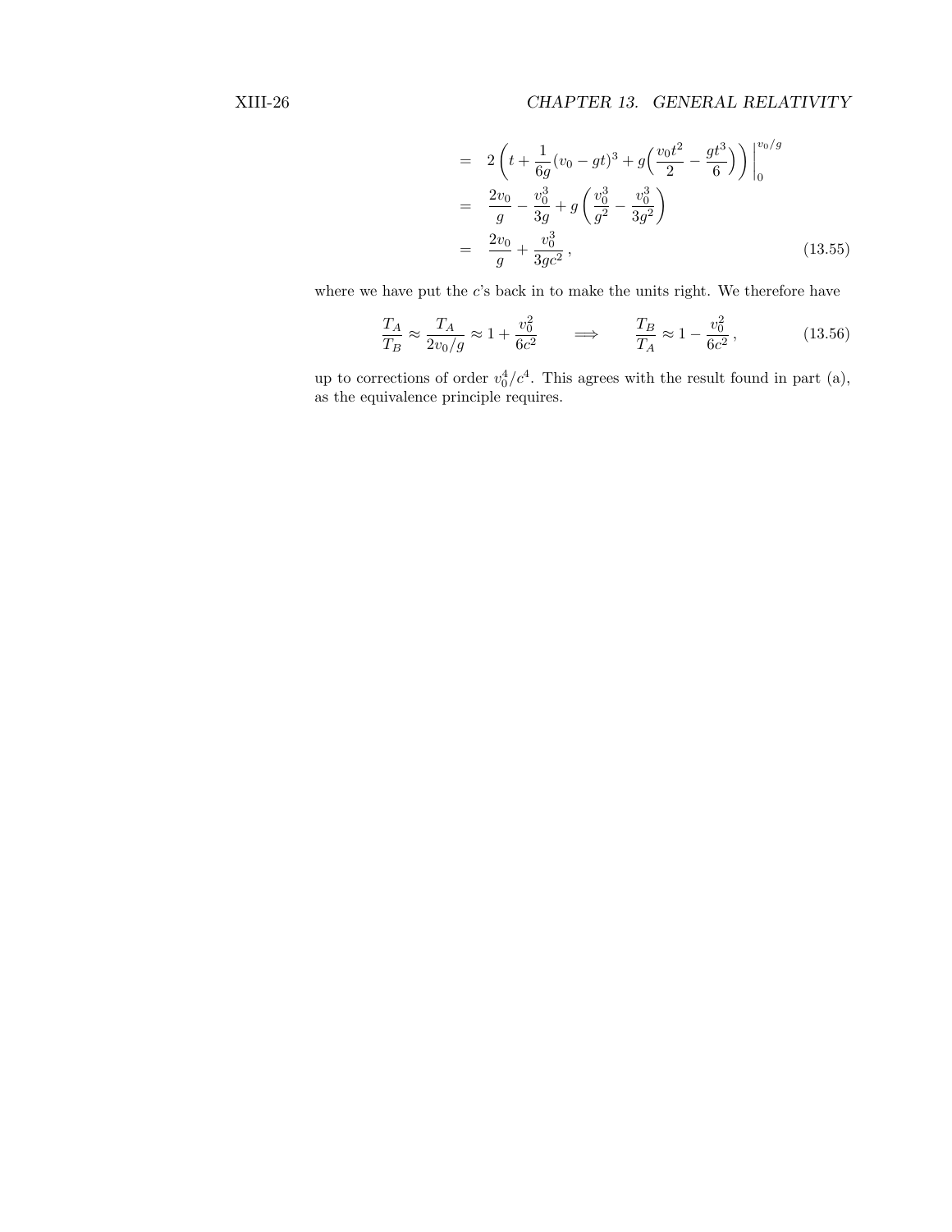$$
\begin{aligned}
&= 2\left(t + \frac{1}{6g}(v_0 - gt)^3 + g\Big(\frac{v_0 t^2}{2} - \frac{gt^3}{6}\Big)\right)\Bigg|_0^{v_0/g} \\
&= \frac{2v_0}{g} - \frac{v_0^3}{3g} + g\left(\frac{v_0^3}{g^2} - \frac{v_0^3}{3g^2}\right) \\
&= \frac{2v_0}{g} + \frac{v_0^3}{3gc^2}\,, \qquad (13.55)
\end{aligned}
$$

where we have put the $c$'s back in to make the units right. We therefore have

$$
\frac{T_A}{T_B} \approx \frac{T_A}{2v_0/g} \approx 1 + \frac{v_0^2}{6c^2} \qquad \Longrightarrow \qquad \frac{T_B}{T_A} \approx 1 - \frac{v_0^2}{6c^2}\,, \qquad (13.56)
$$

up to corrections of order $v_0^4/c^4$. This agrees with the result found in part (a), as the equivalence principle requires.